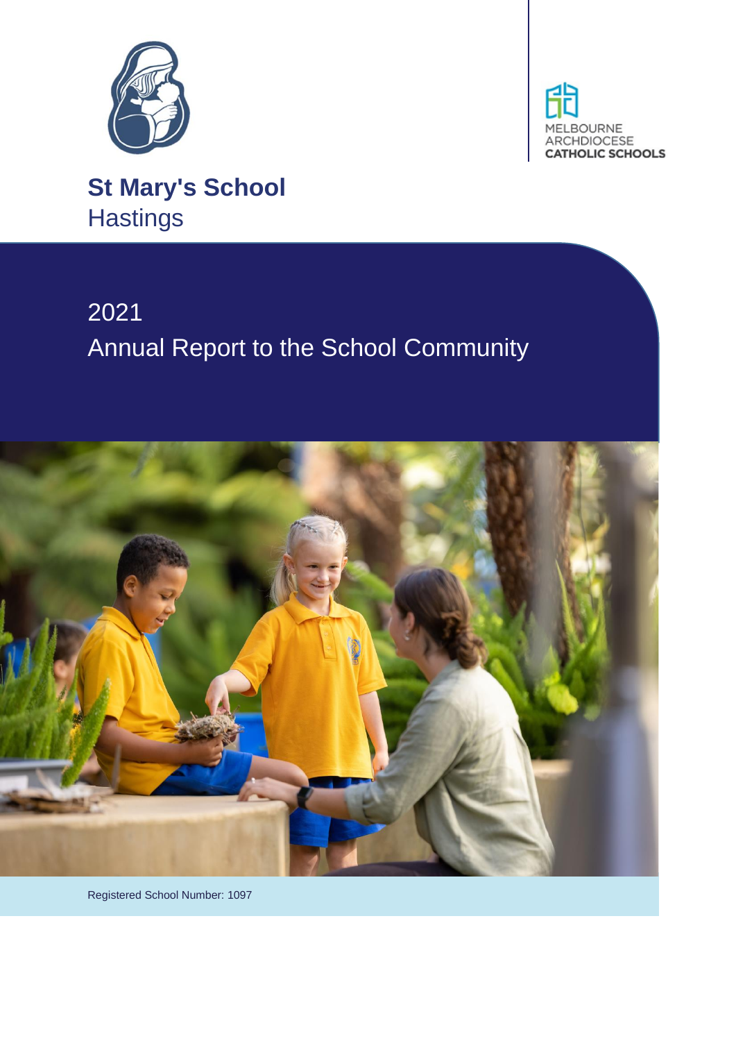MELBOURNE ARCHDIOCESE CATHOLIC SCHOOLS

# St Mary's School
Hastings

## 2021
## Annual Report to the School Community

Registered School Number: 1097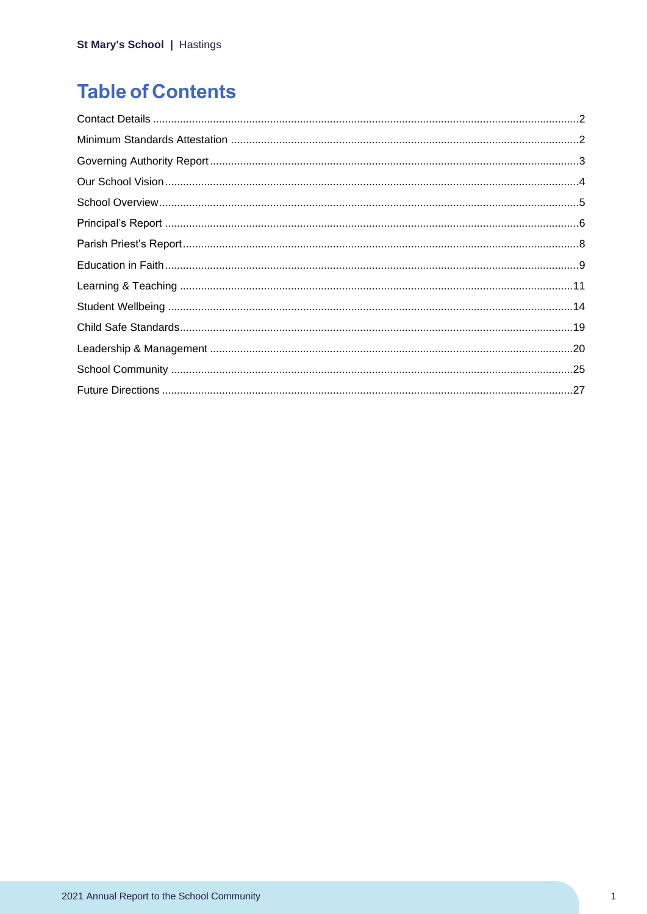# Table of Contents

Contact Details ............ 2
Minimum Standards Attestation ............ 2
Governing Authority Report ............ 3
Our School Vision ............ 4
School Overview ............ 5
Principal's Report ............ 6
Parish Priest's Report ............ 8
Education in Faith ............ 9
Learning & Teaching ............ 11
Student Wellbeing ............ 14
Child Safe Standards ............ 19
Leadership & Management ............ 20
School Community ............ 25
Future Directions ............ 27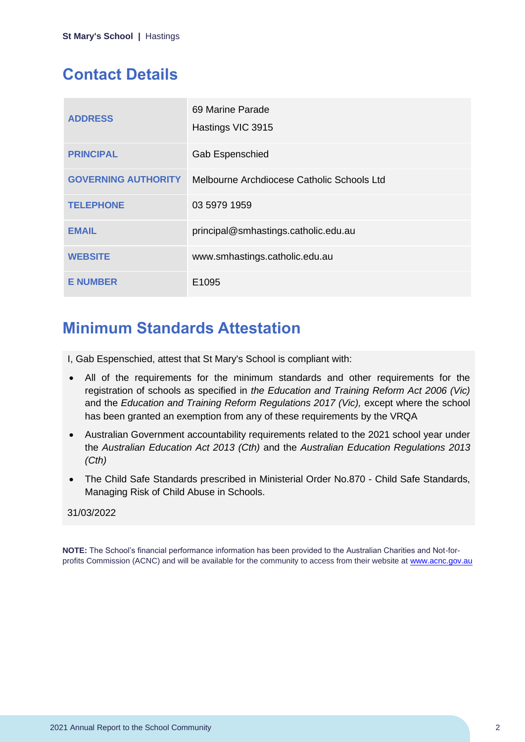## Contact Details

| | |
|---|---|
| **ADDRESS** | 69 Marine Parade<br>Hastings VIC 3915 |
| **PRINCIPAL** | Gab Espenschied |
| **GOVERNING AUTHORITY** | Melbourne Archdiocese Catholic Schools Ltd |
| **TELEPHONE** | 03 5979 1959 |
| **EMAIL** | principal@smhastings.catholic.edu.au |
| **WEBSITE** | www.smhastings.catholic.edu.au |
| **E NUMBER** | E1095 |

## Minimum Standards Attestation

I, Gab Espenschied, attest that St Mary's School is compliant with:

- All of the requirements for the minimum standards and other requirements for the registration of schools as specified in *the Education and Training Reform Act 2006 (Vic)* and the *Education and Training Reform Regulations 2017 (Vic),* except where the school has been granted an exemption from any of these requirements by the VRQA
- Australian Government accountability requirements related to the 2021 school year under the *Australian Education Act 2013 (Cth)* and the *Australian Education Regulations 2013 (Cth)*
- The Child Safe Standards prescribed in Ministerial Order No.870 - Child Safe Standards, Managing Risk of Child Abuse in Schools.

31/03/2022

**NOTE:** The School's financial performance information has been provided to the Australian Charities and Not-for-profits Commission (ACNC) and will be available for the community to access from their website at www.acnc.gov.au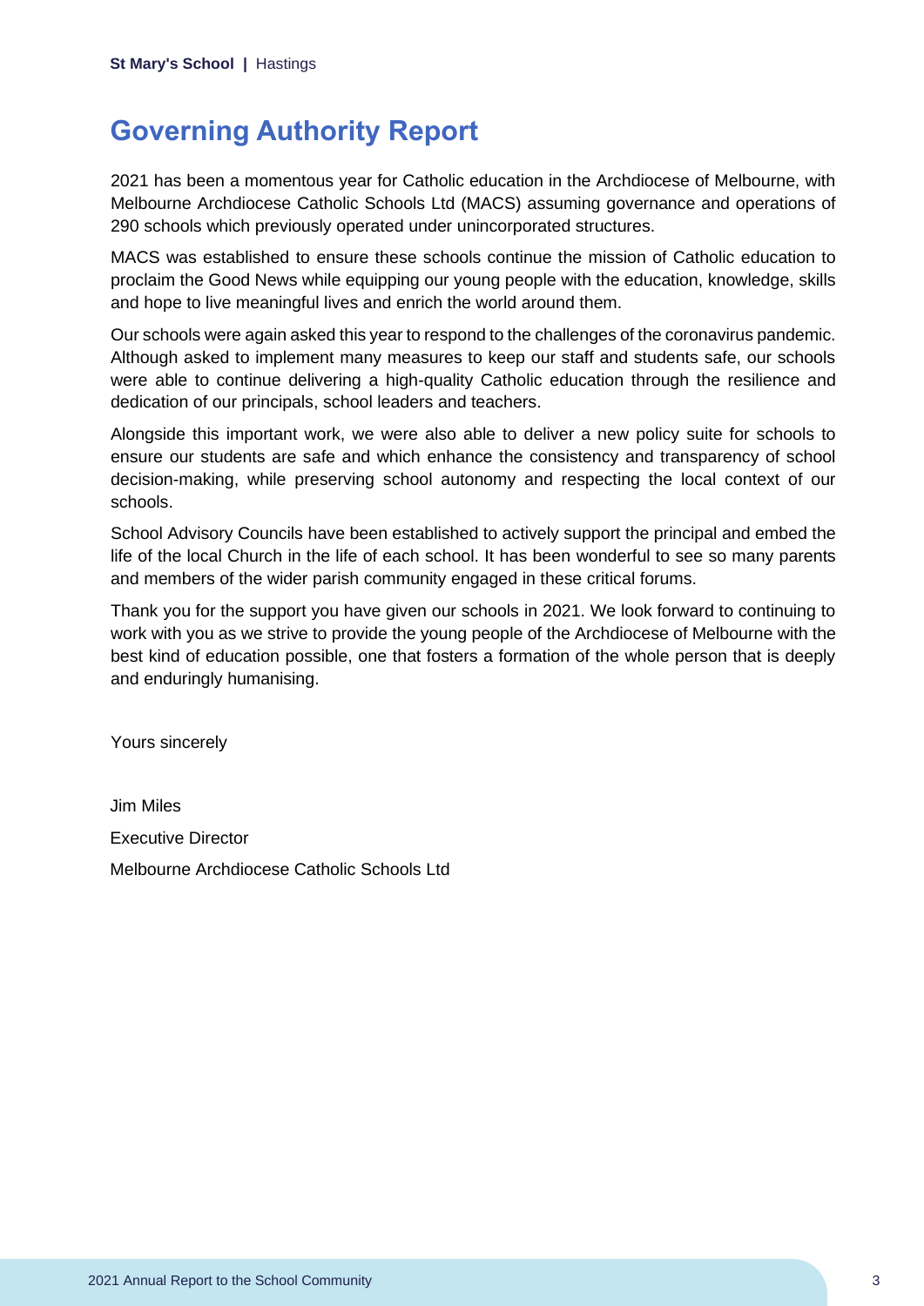# Governing Authority Report

2021 has been a momentous year for Catholic education in the Archdiocese of Melbourne, with Melbourne Archdiocese Catholic Schools Ltd (MACS) assuming governance and operations of 290 schools which previously operated under unincorporated structures.

MACS was established to ensure these schools continue the mission of Catholic education to proclaim the Good News while equipping our young people with the education, knowledge, skills and hope to live meaningful lives and enrich the world around them.

Our schools were again asked this year to respond to the challenges of the coronavirus pandemic. Although asked to implement many measures to keep our staff and students safe, our schools were able to continue delivering a high-quality Catholic education through the resilience and dedication of our principals, school leaders and teachers.

Alongside this important work, we were also able to deliver a new policy suite for schools to ensure our students are safe and which enhance the consistency and transparency of school decision-making, while preserving school autonomy and respecting the local context of our schools.

School Advisory Councils have been established to actively support the principal and embed the life of the local Church in the life of each school. It has been wonderful to see so many parents and members of the wider parish community engaged in these critical forums.

Thank you for the support you have given our schools in 2021. We look forward to continuing to work with you as we strive to provide the young people of the Archdiocese of Melbourne with the best kind of education possible, one that fosters a formation of the whole person that is deeply and enduringly humanising.

Yours sincerely

Jim Miles

Executive Director

Melbourne Archdiocese Catholic Schools Ltd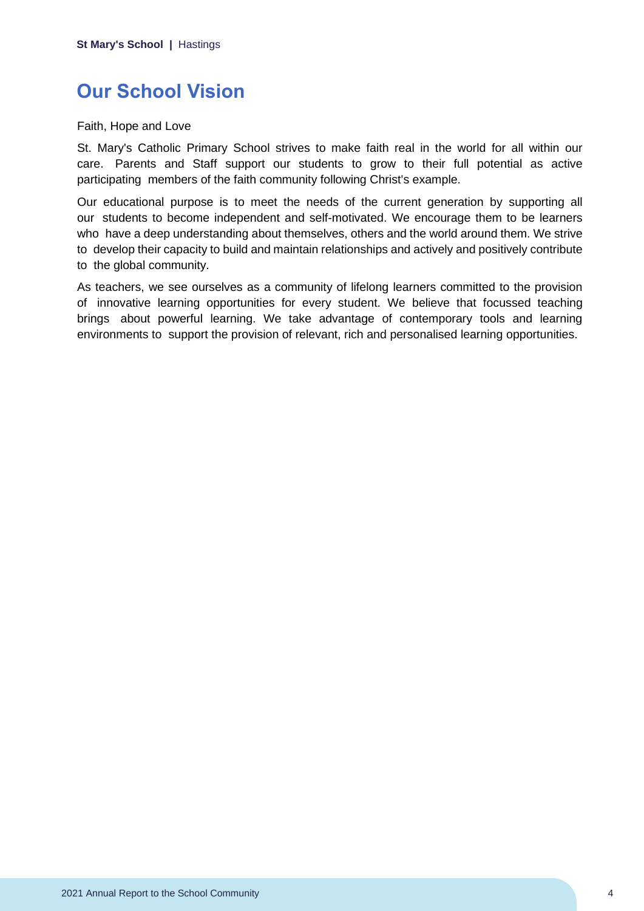## Our School Vision

Faith, Hope and Love

St. Mary's Catholic Primary School strives to make faith real in the world for all within our care. Parents and Staff support our students to grow to their full potential as active participating members of the faith community following Christ's example.

Our educational purpose is to meet the needs of the current generation by supporting all our students to become independent and self-motivated. We encourage them to be learners who have a deep understanding about themselves, others and the world around them. We strive to develop their capacity to build and maintain relationships and actively and positively contribute to the global community.

As teachers, we see ourselves as a community of lifelong learners committed to the provision of innovative learning opportunities for every student. We believe that focussed teaching brings about powerful learning. We take advantage of contemporary tools and learning environments to support the provision of relevant, rich and personalised learning opportunities.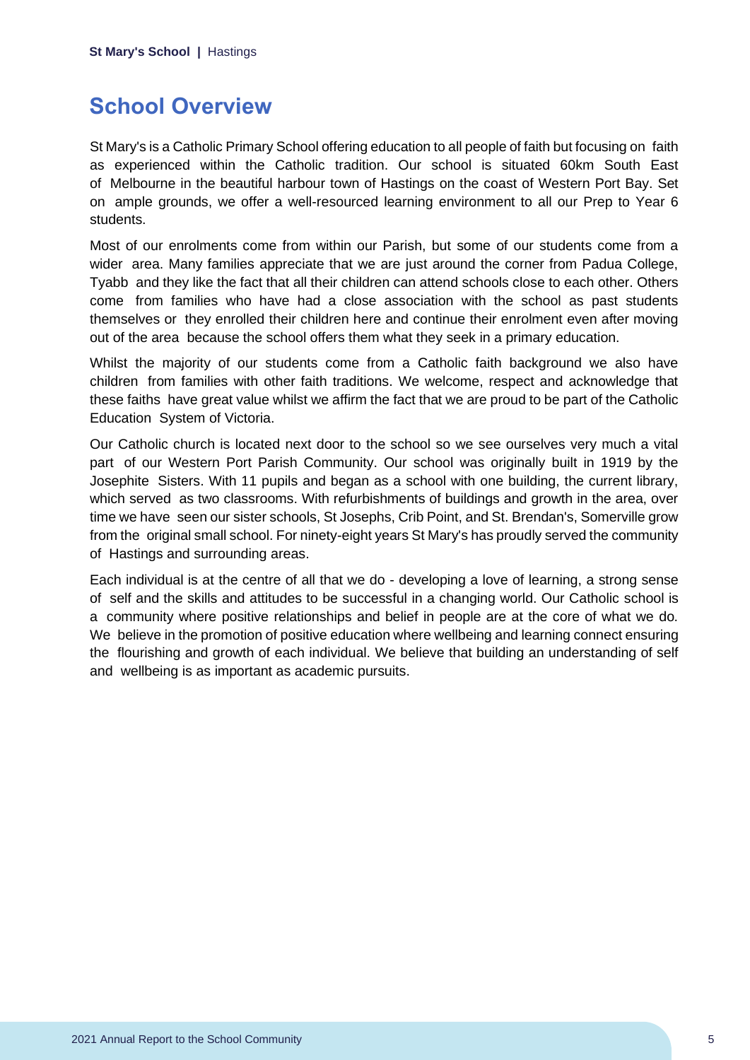## School Overview

St Mary's is a Catholic Primary School offering education to all people of faith but focusing on faith as experienced within the Catholic tradition. Our school is situated 60km South East of Melbourne in the beautiful harbour town of Hastings on the coast of Western Port Bay. Set on ample grounds, we offer a well-resourced learning environment to all our Prep to Year 6 students.

Most of our enrolments come from within our Parish, but some of our students come from a wider area. Many families appreciate that we are just around the corner from Padua College, Tyabb and they like the fact that all their children can attend schools close to each other. Others come from families who have had a close association with the school as past students themselves or they enrolled their children here and continue their enrolment even after moving out of the area because the school offers them what they seek in a primary education.

Whilst the majority of our students come from a Catholic faith background we also have children from families with other faith traditions. We welcome, respect and acknowledge that these faiths have great value whilst we affirm the fact that we are proud to be part of the Catholic Education System of Victoria.

Our Catholic church is located next door to the school so we see ourselves very much a vital part of our Western Port Parish Community. Our school was originally built in 1919 by the Josephite Sisters. With 11 pupils and began as a school with one building, the current library, which served as two classrooms. With refurbishments of buildings and growth in the area, over time we have seen our sister schools, St Josephs, Crib Point, and St. Brendan's, Somerville grow from the original small school. For ninety-eight years St Mary's has proudly served the community of Hastings and surrounding areas.

Each individual is at the centre of all that we do - developing a love of learning, a strong sense of self and the skills and attitudes to be successful in a changing world. Our Catholic school is a community where positive relationships and belief in people are at the core of what we do. We believe in the promotion of positive education where wellbeing and learning connect ensuring the flourishing and growth of each individual. We believe that building an understanding of self and wellbeing is as important as academic pursuits.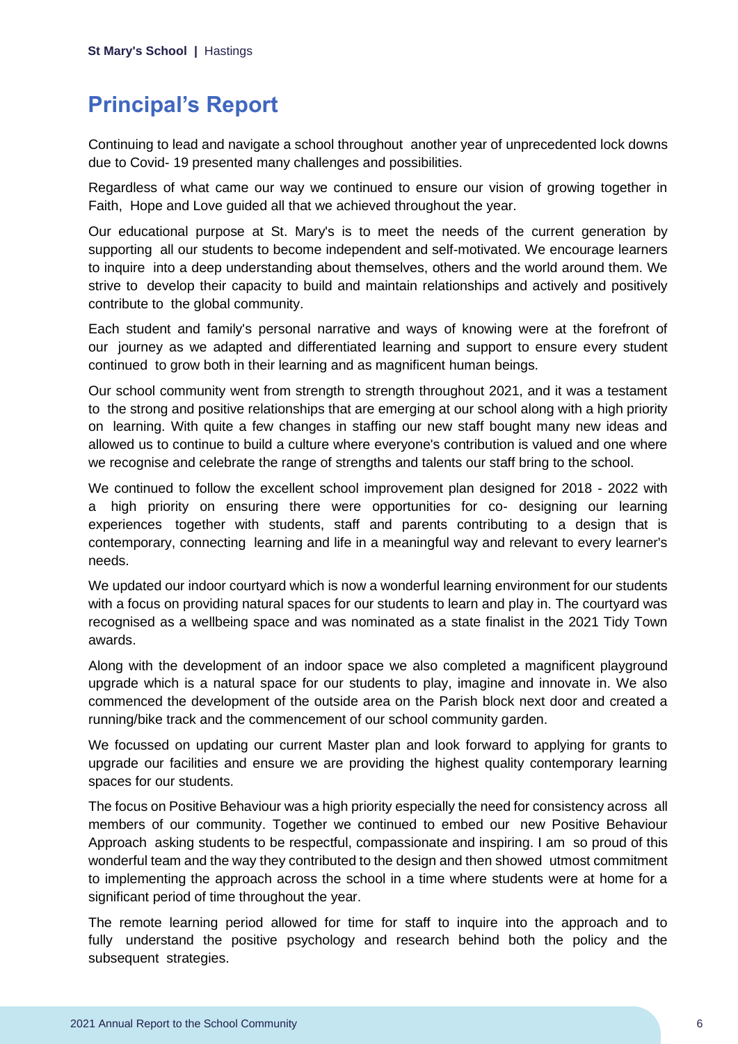# Principal's Report

Continuing to lead and navigate a school throughout another year of unprecedented lock downs due to Covid- 19 presented many challenges and possibilities.

Regardless of what came our way we continued to ensure our vision of growing together in Faith, Hope and Love guided all that we achieved throughout the year.

Our educational purpose at St. Mary's is to meet the needs of the current generation by supporting all our students to become independent and self-motivated. We encourage learners to inquire into a deep understanding about themselves, others and the world around them. We strive to develop their capacity to build and maintain relationships and actively and positively contribute to the global community.

Each student and family's personal narrative and ways of knowing were at the forefront of our journey as we adapted and differentiated learning and support to ensure every student continued to grow both in their learning and as magnificent human beings.

Our school community went from strength to strength throughout 2021, and it was a testament to the strong and positive relationships that are emerging at our school along with a high priority on learning. With quite a few changes in staffing our new staff bought many new ideas and allowed us to continue to build a culture where everyone's contribution is valued and one where we recognise and celebrate the range of strengths and talents our staff bring to the school.

We continued to follow the excellent school improvement plan designed for 2018 - 2022 with a high priority on ensuring there were opportunities for co- designing our learning experiences together with students, staff and parents contributing to a design that is contemporary, connecting learning and life in a meaningful way and relevant to every learner's needs.

We updated our indoor courtyard which is now a wonderful learning environment for our students with a focus on providing natural spaces for our students to learn and play in. The courtyard was recognised as a wellbeing space and was nominated as a state finalist in the 2021 Tidy Town awards.

Along with the development of an indoor space we also completed a magnificent playground upgrade which is a natural space for our students to play, imagine and innovate in. We also commenced the development of the outside area on the Parish block next door and created a running/bike track and the commencement of our school community garden.

We focussed on updating our current Master plan and look forward to applying for grants to upgrade our facilities and ensure we are providing the highest quality contemporary learning spaces for our students.

The focus on Positive Behaviour was a high priority especially the need for consistency across all members of our community. Together we continued to embed our new Positive Behaviour Approach asking students to be respectful, compassionate and inspiring. I am so proud of this wonderful team and the way they contributed to the design and then showed utmost commitment to implementing the approach across the school in a time where students were at home for a significant period of time throughout the year.

The remote learning period allowed for time for staff to inquire into the approach and to fully understand the positive psychology and research behind both the policy and the subsequent strategies.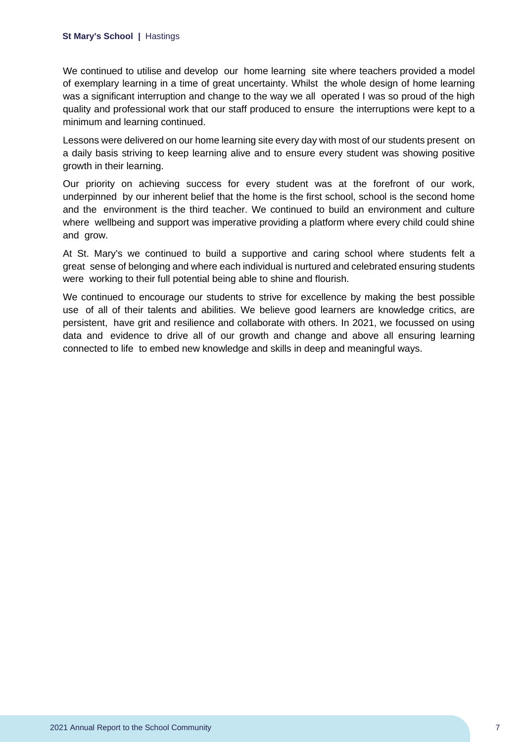We continued to utilise and develop our home learning site where teachers provided a model of exemplary learning in a time of great uncertainty. Whilst the whole design of home learning was a significant interruption and change to the way we all operated I was so proud of the high quality and professional work that our staff produced to ensure the interruptions were kept to a minimum and learning continued.

Lessons were delivered on our home learning site every day with most of our students present on a daily basis striving to keep learning alive and to ensure every student was showing positive growth in their learning.

Our priority on achieving success for every student was at the forefront of our work, underpinned by our inherent belief that the home is the first school, school is the second home and the environment is the third teacher. We continued to build an environment and culture where wellbeing and support was imperative providing a platform where every child could shine and grow.

At St. Mary's we continued to build a supportive and caring school where students felt a great sense of belonging and where each individual is nurtured and celebrated ensuring students were working to their full potential being able to shine and flourish.

We continued to encourage our students to strive for excellence by making the best possible use of all of their talents and abilities. We believe good learners are knowledge critics, are persistent, have grit and resilience and collaborate with others. In 2021, we focussed on using data and evidence to drive all of our growth and change and above all ensuring learning connected to life to embed new knowledge and skills in deep and meaningful ways.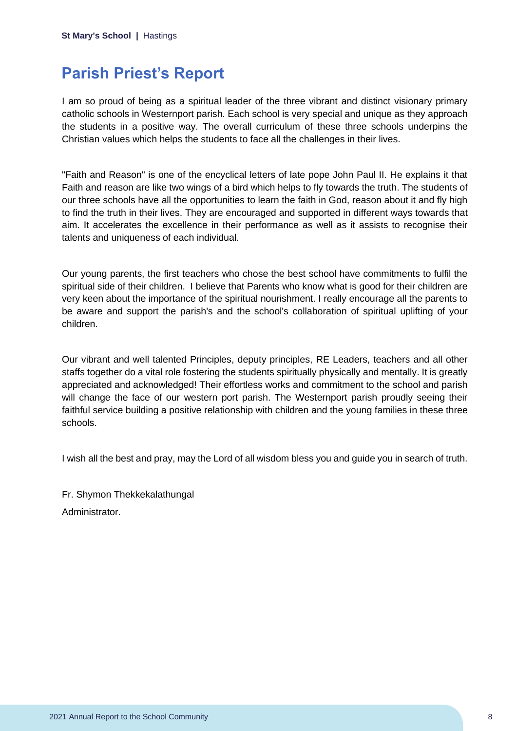## Parish Priest's Report

I am so proud of being as a spiritual leader of the three vibrant and distinct visionary primary catholic schools in Westernport parish. Each school is very special and unique as they approach the students in a positive way. The overall curriculum of these three schools underpins the Christian values which helps the students to face all the challenges in their lives.

"Faith and Reason" is one of the encyclical letters of late pope John Paul II. He explains it that Faith and reason are like two wings of a bird which helps to fly towards the truth. The students of our three schools have all the opportunities to learn the faith in God, reason about it and fly high to find the truth in their lives. They are encouraged and supported in different ways towards that aim. It accelerates the excellence in their performance as well as it assists to recognise their talents and uniqueness of each individual.

Our young parents, the first teachers who chose the best school have commitments to fulfil the spiritual side of their children. I believe that Parents who know what is good for their children are very keen about the importance of the spiritual nourishment. I really encourage all the parents to be aware and support the parish's and the school's collaboration of spiritual uplifting of your children.

Our vibrant and well talented Principles, deputy principles, RE Leaders, teachers and all other staffs together do a vital role fostering the students spiritually physically and mentally. It is greatly appreciated and acknowledged! Their effortless works and commitment to the school and parish will change the face of our western port parish. The Westernport parish proudly seeing their faithful service building a positive relationship with children and the young families in these three schools.

I wish all the best and pray, may the Lord of all wisdom bless you and guide you in search of truth.

Fr. Shymon Thekkekalathungal

Administrator.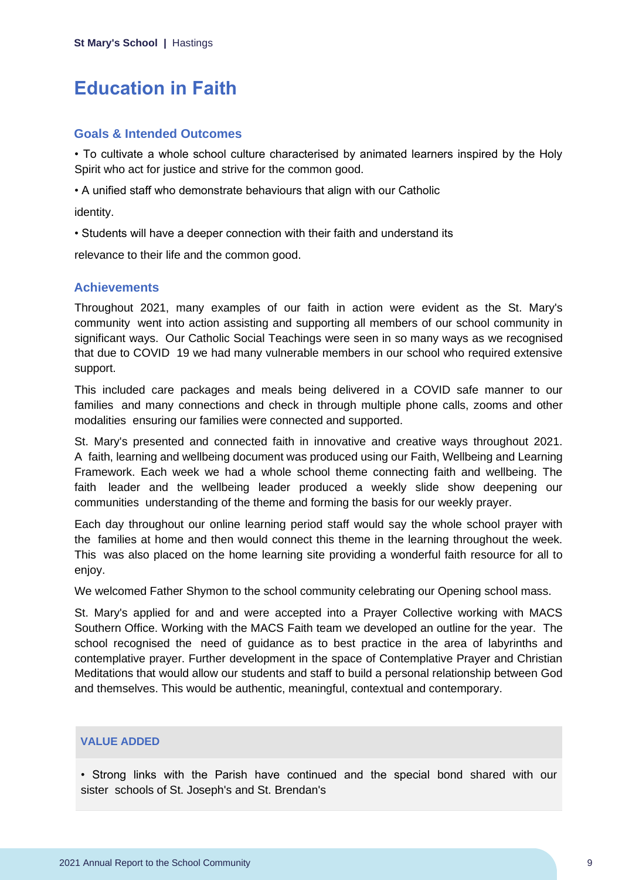# Education in Faith

## Goals & Intended Outcomes

• To cultivate a whole school culture characterised by animated learners inspired by the Holy Spirit who act for justice and strive for the common good.

• A unified staff who demonstrate behaviours that align with our Catholic

identity.

• Students will have a deeper connection with their faith and understand its

relevance to their life and the common good.

## Achievements

Throughout 2021, many examples of our faith in action were evident as the St. Mary's community went into action assisting and supporting all members of our school community in significant ways. Our Catholic Social Teachings were seen in so many ways as we recognised that due to COVID 19 we had many vulnerable members in our school who required extensive support.

This included care packages and meals being delivered in a COVID safe manner to our families and many connections and check in through multiple phone calls, zooms and other modalities ensuring our families were connected and supported.

St. Mary's presented and connected faith in innovative and creative ways throughout 2021. A faith, learning and wellbeing document was produced using our Faith, Wellbeing and Learning Framework. Each week we had a whole school theme connecting faith and wellbeing. The faith leader and the wellbeing leader produced a weekly slide show deepening our communities understanding of the theme and forming the basis for our weekly prayer.

Each day throughout our online learning period staff would say the whole school prayer with the families at home and then would connect this theme in the learning throughout the week. This was also placed on the home learning site providing a wonderful faith resource for all to enjoy.

We welcomed Father Shymon to the school community celebrating our Opening school mass.

St. Mary's applied for and and were accepted into a Prayer Collective working with MACS Southern Office. Working with the MACS Faith team we developed an outline for the year. The school recognised the need of guidance as to best practice in the area of labyrinths and contemplative prayer. Further development in the space of Contemplative Prayer and Christian Meditations that would allow our students and staff to build a personal relationship between God and themselves. This would be authentic, meaningful, contextual and contemporary.

### VALUE ADDED

• Strong links with the Parish have continued and the special bond shared with our sister schools of St. Joseph's and St. Brendan's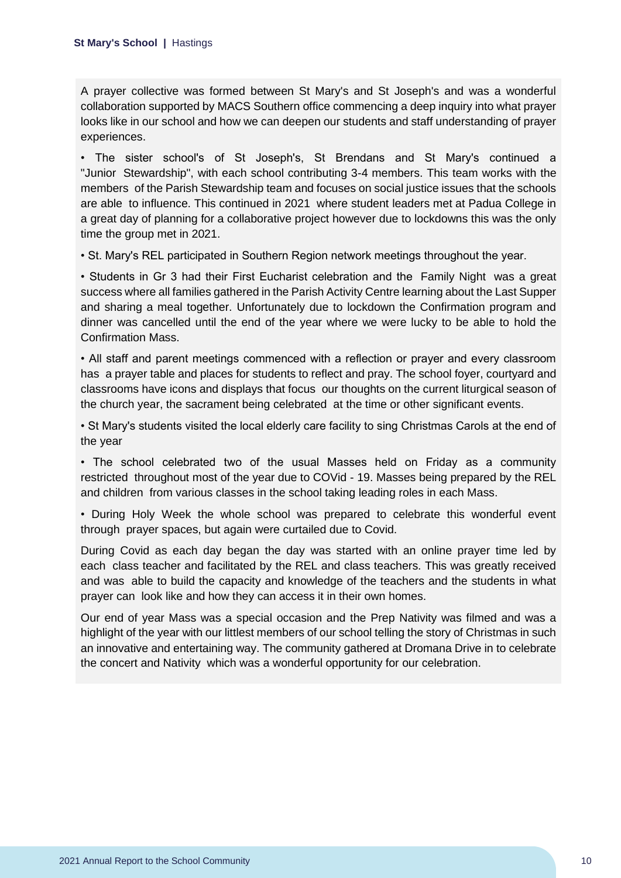A prayer collective was formed between St Mary's and St Joseph's and was a wonderful collaboration supported by MACS Southern office commencing a deep inquiry into what prayer looks like in our school and how we can deepen our students and staff understanding of prayer experiences.

• The sister school's of St Joseph's, St Brendans and St Mary's continued a "Junior Stewardship", with each school contributing 3-4 members. This team works with the members of the Parish Stewardship team and focuses on social justice issues that the schools are able to influence. This continued in 2021 where student leaders met at Padua College in a great day of planning for a collaborative project however due to lockdowns this was the only time the group met in 2021.

• St. Mary's REL participated in Southern Region network meetings throughout the year.

• Students in Gr 3 had their First Eucharist celebration and the Family Night was a great success where all families gathered in the Parish Activity Centre learning about the Last Supper and sharing a meal together. Unfortunately due to lockdown the Confirmation program and dinner was cancelled until the end of the year where we were lucky to be able to hold the Confirmation Mass.

• All staff and parent meetings commenced with a reflection or prayer and every classroom has a prayer table and places for students to reflect and pray. The school foyer, courtyard and classrooms have icons and displays that focus our thoughts on the current liturgical season of the church year, the sacrament being celebrated at the time or other significant events.

• St Mary's students visited the local elderly care facility to sing Christmas Carols at the end of the year

• The school celebrated two of the usual Masses held on Friday as a community restricted throughout most of the year due to COVid - 19. Masses being prepared by the REL and children from various classes in the school taking leading roles in each Mass.

• During Holy Week the whole school was prepared to celebrate this wonderful event through prayer spaces, but again were curtailed due to Covid.

During Covid as each day began the day was started with an online prayer time led by each class teacher and facilitated by the REL and class teachers. This was greatly received and was able to build the capacity and knowledge of the teachers and the students in what prayer can look like and how they can access it in their own homes.

Our end of year Mass was a special occasion and the Prep Nativity was filmed and was a highlight of the year with our littlest members of our school telling the story of Christmas in such an innovative and entertaining way. The community gathered at Dromana Drive in to celebrate the concert and Nativity which was a wonderful opportunity for our celebration.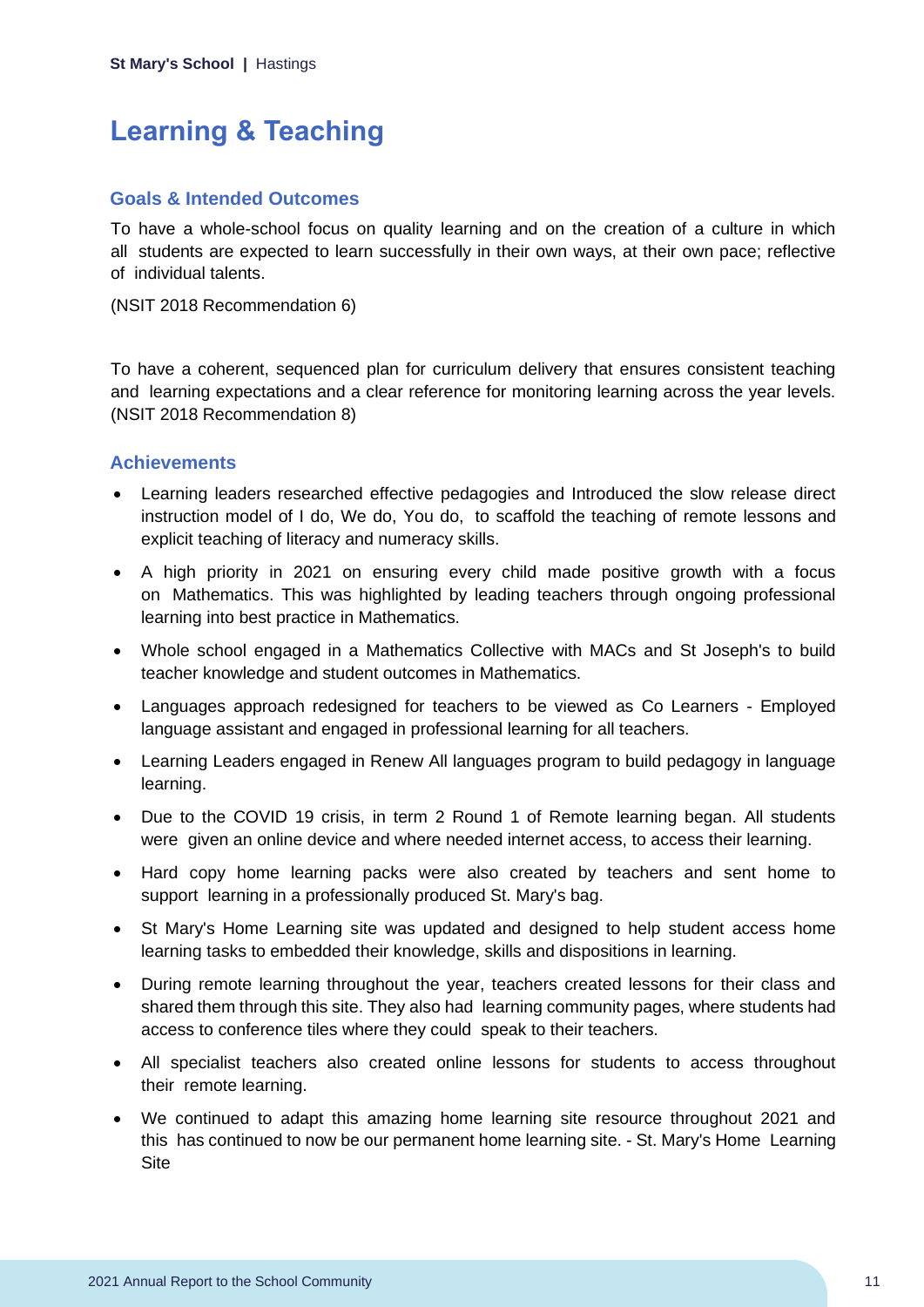# Learning & Teaching

## Goals & Intended Outcomes

To have a whole-school focus on quality learning and on the creation of a culture in which all students are expected to learn successfully in their own ways, at their own pace; reflective of individual talents.

(NSIT 2018 Recommendation 6)

To have a coherent, sequenced plan for curriculum delivery that ensures consistent teaching and learning expectations and a clear reference for monitoring learning across the year levels. (NSIT 2018 Recommendation 8)

## Achievements

- Learning leaders researched effective pedagogies and Introduced the slow release direct instruction model of I do, We do, You do, to scaffold the teaching of remote lessons and explicit teaching of literacy and numeracy skills.
- A high priority in 2021 on ensuring every child made positive growth with a focus on Mathematics. This was highlighted by leading teachers through ongoing professional learning into best practice in Mathematics.
- Whole school engaged in a Mathematics Collective with MACs and St Joseph's to build teacher knowledge and student outcomes in Mathematics.
- Languages approach redesigned for teachers to be viewed as Co Learners - Employed language assistant and engaged in professional learning for all teachers.
- Learning Leaders engaged in Renew All languages program to build pedagogy in language learning.
- Due to the COVID 19 crisis, in term 2 Round 1 of Remote learning began. All students were given an online device and where needed internet access, to access their learning.
- Hard copy home learning packs were also created by teachers and sent home to support learning in a professionally produced St. Mary's bag.
- St Mary's Home Learning site was updated and designed to help student access home learning tasks to embedded their knowledge, skills and dispositions in learning.
- During remote learning throughout the year, teachers created lessons for their class and shared them through this site. They also had learning community pages, where students had access to conference tiles where they could speak to their teachers.
- All specialist teachers also created online lessons for students to access throughout their remote learning.
- We continued to adapt this amazing home learning site resource throughout 2021 and this has continued to now be our permanent home learning site. - St. Mary's Home Learning Site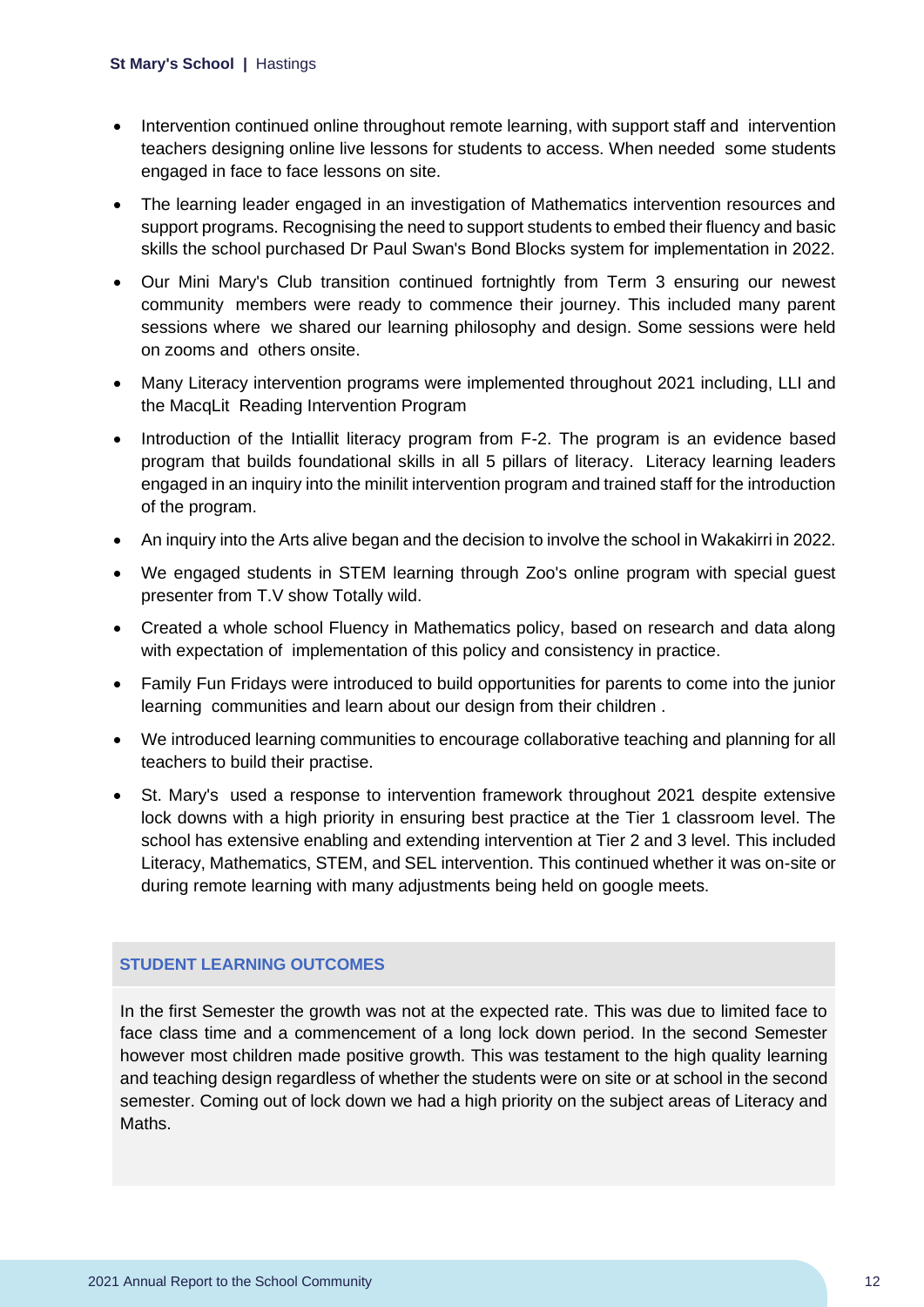- Intervention continued online throughout remote learning, with support staff and intervention teachers designing online live lessons for students to access. When needed some students engaged in face to face lessons on site.
- The learning leader engaged in an investigation of Mathematics intervention resources and support programs. Recognising the need to support students to embed their fluency and basic skills the school purchased Dr Paul Swan's Bond Blocks system for implementation in 2022.
- Our Mini Mary's Club transition continued fortnightly from Term 3 ensuring our newest community members were ready to commence their journey. This included many parent sessions where we shared our learning philosophy and design. Some sessions were held on zooms and others onsite.
- Many Literacy intervention programs were implemented throughout 2021 including, LLI and the MacqLit Reading Intervention Program
- Introduction of the Intiallit literacy program from F-2. The program is an evidence based program that builds foundational skills in all 5 pillars of literacy. Literacy learning leaders engaged in an inquiry into the minilit intervention program and trained staff for the introduction of the program.
- An inquiry into the Arts alive began and the decision to involve the school in Wakakirri in 2022.
- We engaged students in STEM learning through Zoo's online program with special guest presenter from T.V show Totally wild.
- Created a whole school Fluency in Mathematics policy, based on research and data along with expectation of implementation of this policy and consistency in practice.
- Family Fun Fridays were introduced to build opportunities for parents to come into the junior learning communities and learn about our design from their children .
- We introduced learning communities to encourage collaborative teaching and planning for all teachers to build their practise.
- St. Mary's used a response to intervention framework throughout 2021 despite extensive lock downs with a high priority in ensuring best practice at the Tier 1 classroom level. The school has extensive enabling and extending intervention at Tier 2 and 3 level. This included Literacy, Mathematics, STEM, and SEL intervention. This continued whether it was on-site or during remote learning with many adjustments being held on google meets.

## STUDENT LEARNING OUTCOMES

In the first Semester the growth was not at the expected rate. This was due to limited face to face class time and a commencement of a long lock down period. In the second Semester however most children made positive growth. This was testament to the high quality learning and teaching design regardless of whether the students were on site or at school in the second semester. Coming out of lock down we had a high priority on the subject areas of Literacy and Maths.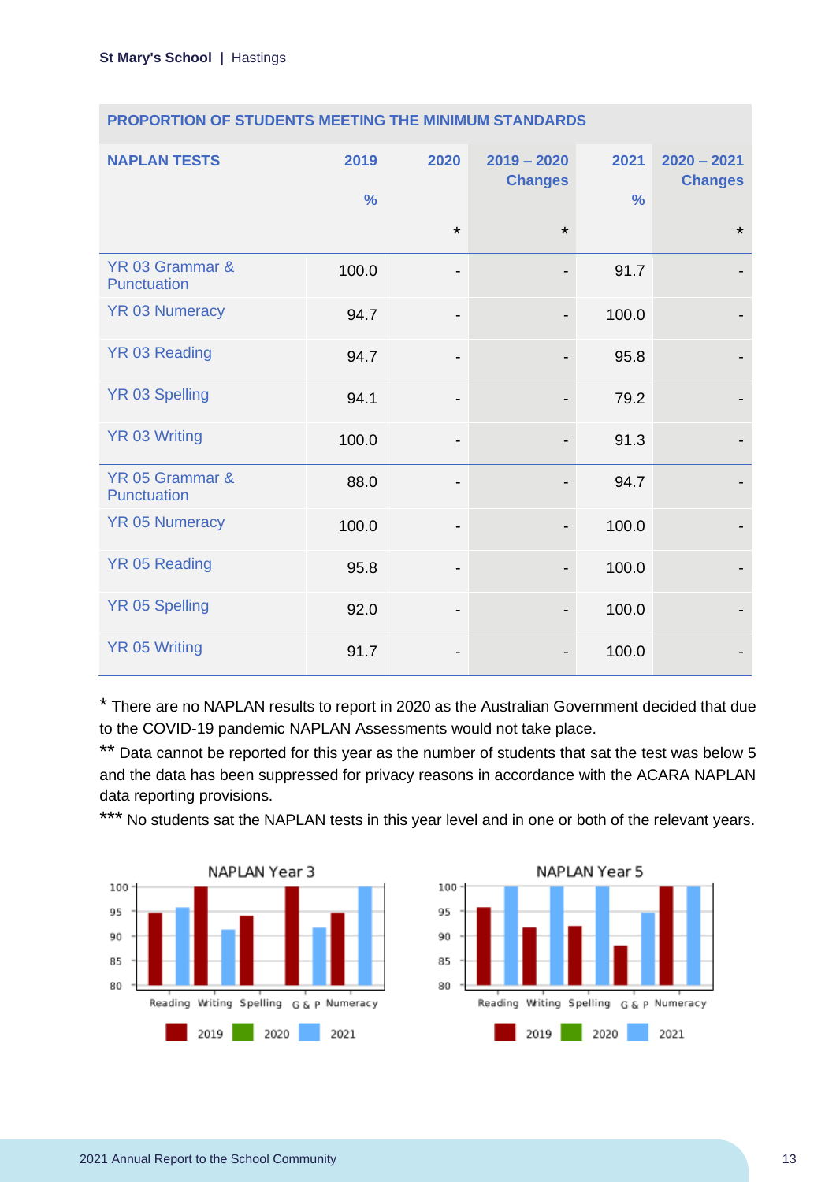| PROPORTION OF STUDENTS MEETING THE MINIMUM STANDARDS | | | | | |
|---|---|---|---|---|---|
| NAPLAN TESTS | 2019 % | 2020 * | 2019 – 2020 Changes * | 2021 % | 2020 – 2021 Changes * |
| YR 03 Grammar & Punctuation | 100.0 | - | - | 91.7 | - |
| YR 03 Numeracy | 94.7 | - | - | 100.0 | - |
| YR 03 Reading | 94.7 | - | - | 95.8 | - |
| YR 03 Spelling | 94.1 | - | - | 79.2 | - |
| YR 03 Writing | 100.0 | - | - | 91.3 | - |
| YR 05 Grammar & Punctuation | 88.0 | - | - | 94.7 | - |
| YR 05 Numeracy | 100.0 | - | - | 100.0 | - |
| YR 05 Reading | 95.8 | - | - | 100.0 | - |
| YR 05 Spelling | 92.0 | - | - | 100.0 | - |
| YR 05 Writing | 91.7 | - | - | 100.0 | - |

* There are no NAPLAN results to report in 2020 as the Australian Government decided that due to the COVID-19 pandemic NAPLAN Assessments would not take place.

** Data cannot be reported for this year as the number of students that sat the test was below 5 and the data has been suppressed for privacy reasons in accordance with the ACARA NAPLAN data reporting provisions.

*** No students sat the NAPLAN tests in this year level and in one or both of the relevant years.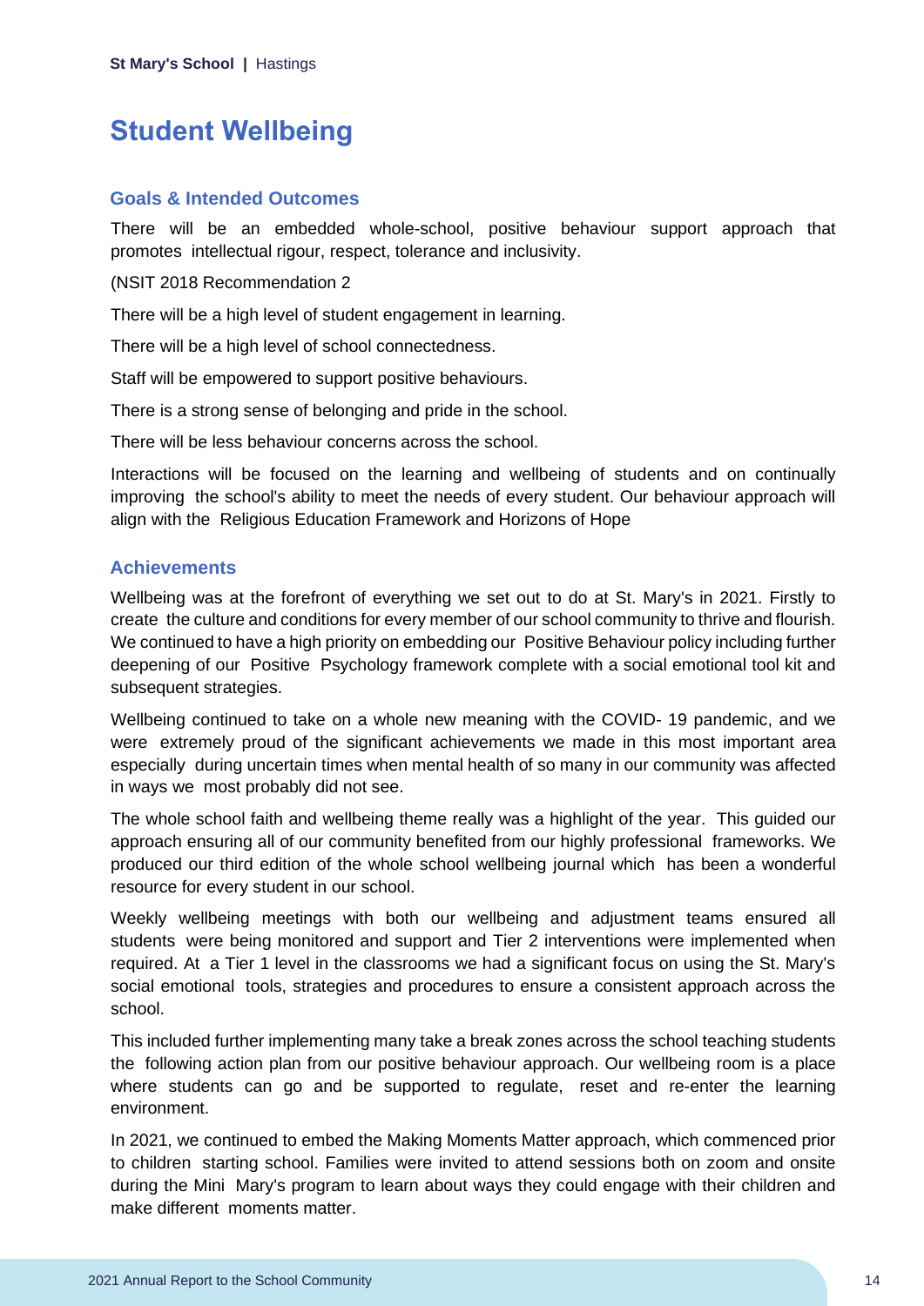# Student Wellbeing

## Goals & Intended Outcomes

There will be an embedded whole-school, positive behaviour support approach that promotes intellectual rigour, respect, tolerance and inclusivity.

(NSIT 2018 Recommendation 2

There will be a high level of student engagement in learning.

There will be a high level of school connectedness.

Staff will be empowered to support positive behaviours.

There is a strong sense of belonging and pride in the school.

There will be less behaviour concerns across the school.

Interactions will be focused on the learning and wellbeing of students and on continually improving the school's ability to meet the needs of every student. Our behaviour approach will align with the Religious Education Framework and Horizons of Hope

## Achievements

Wellbeing was at the forefront of everything we set out to do at St. Mary's in 2021. Firstly to create the culture and conditions for every member of our school community to thrive and flourish. We continued to have a high priority on embedding our Positive Behaviour policy including further deepening of our Positive Psychology framework complete with a social emotional tool kit and subsequent strategies.

Wellbeing continued to take on a whole new meaning with the COVID- 19 pandemic, and we were extremely proud of the significant achievements we made in this most important area especially during uncertain times when mental health of so many in our community was affected in ways we most probably did not see.

The whole school faith and wellbeing theme really was a highlight of the year. This guided our approach ensuring all of our community benefited from our highly professional frameworks. We produced our third edition of the whole school wellbeing journal which has been a wonderful resource for every student in our school.

Weekly wellbeing meetings with both our wellbeing and adjustment teams ensured all students were being monitored and support and Tier 2 interventions were implemented when required. At a Tier 1 level in the classrooms we had a significant focus on using the St. Mary's social emotional tools, strategies and procedures to ensure a consistent approach across the school.

This included further implementing many take a break zones across the school teaching students the following action plan from our positive behaviour approach. Our wellbeing room is a place where students can go and be supported to regulate, reset and re-enter the learning environment.

In 2021, we continued to embed the Making Moments Matter approach, which commenced prior to children starting school. Families were invited to attend sessions both on zoom and onsite during the Mini Mary's program to learn about ways they could engage with their children and make different moments matter.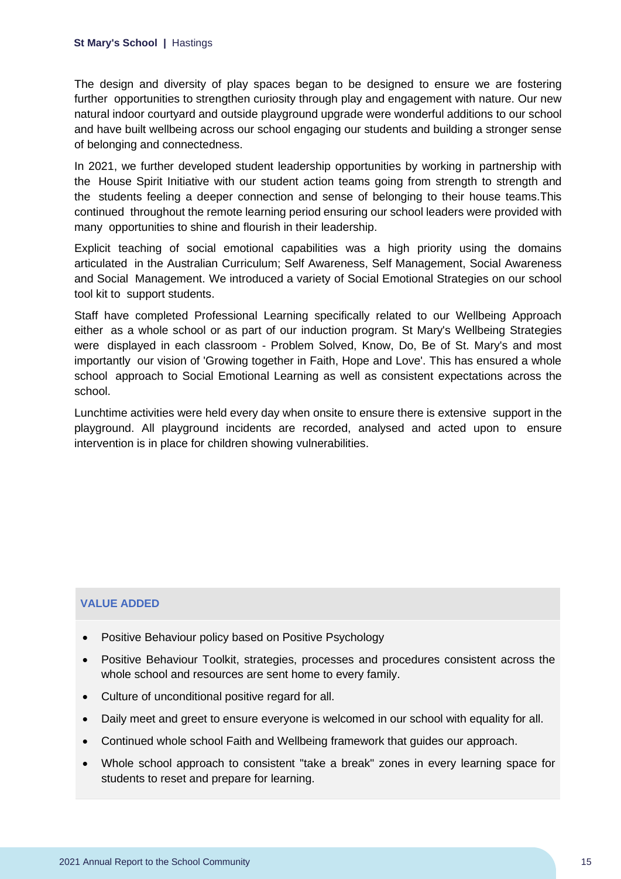The design and diversity of play spaces began to be designed to ensure we are fostering further opportunities to strengthen curiosity through play and engagement with nature. Our new natural indoor courtyard and outside playground upgrade were wonderful additions to our school and have built wellbeing across our school engaging our students and building a stronger sense of belonging and connectedness.

In 2021, we further developed student leadership opportunities by working in partnership with the House Spirit Initiative with our student action teams going from strength to strength and the students feeling a deeper connection and sense of belonging to their house teams.This continued throughout the remote learning period ensuring our school leaders were provided with many opportunities to shine and flourish in their leadership.

Explicit teaching of social emotional capabilities was a high priority using the domains articulated in the Australian Curriculum; Self Awareness, Self Management, Social Awareness and Social Management. We introduced a variety of Social Emotional Strategies on our school tool kit to support students.

Staff have completed Professional Learning specifically related to our Wellbeing Approach either as a whole school or as part of our induction program. St Mary's Wellbeing Strategies were displayed in each classroom - Problem Solved, Know, Do, Be of St. Mary's and most importantly our vision of 'Growing together in Faith, Hope and Love'. This has ensured a whole school approach to Social Emotional Learning as well as consistent expectations across the school.

Lunchtime activities were held every day when onsite to ensure there is extensive support in the playground. All playground incidents are recorded, analysed and acted upon to ensure intervention is in place for children showing vulnerabilities.

### VALUE ADDED

- Positive Behaviour policy based on Positive Psychology
- Positive Behaviour Toolkit, strategies, processes and procedures consistent across the whole school and resources are sent home to every family.
- Culture of unconditional positive regard for all.
- Daily meet and greet to ensure everyone is welcomed in our school with equality for all.
- Continued whole school Faith and Wellbeing framework that guides our approach.
- Whole school approach to consistent "take a break" zones in every learning space for students to reset and prepare for learning.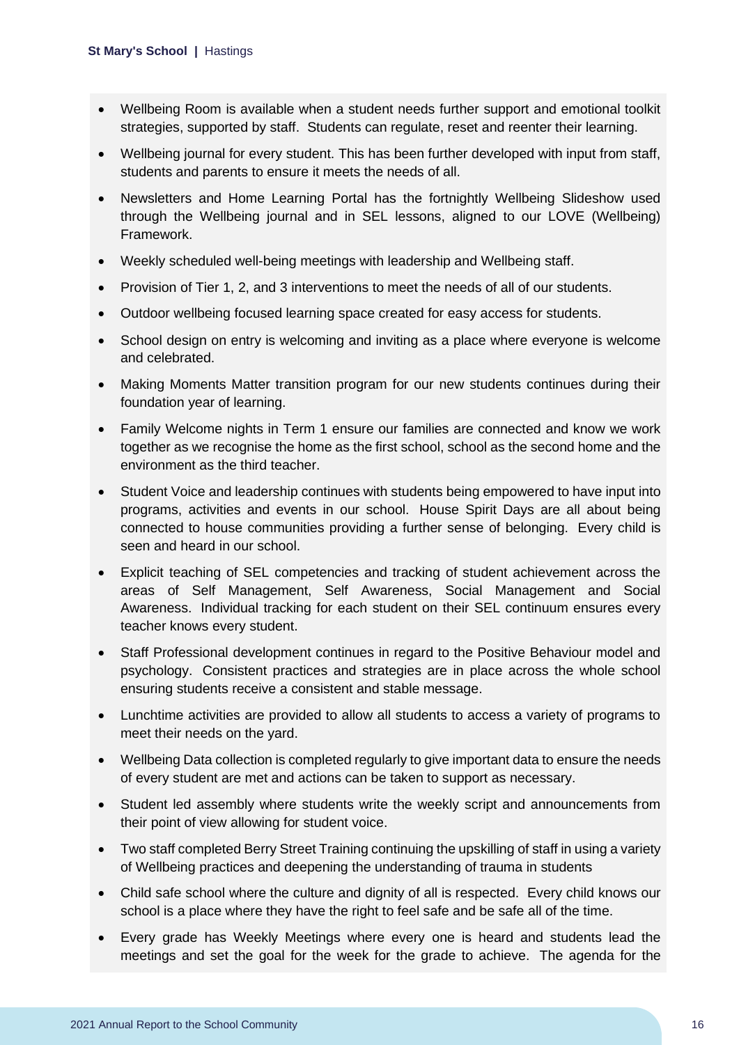- Wellbeing Room is available when a student needs further support and emotional toolkit strategies, supported by staff. Students can regulate, reset and reenter their learning.
- Wellbeing journal for every student. This has been further developed with input from staff, students and parents to ensure it meets the needs of all.
- Newsletters and Home Learning Portal has the fortnightly Wellbeing Slideshow used through the Wellbeing journal and in SEL lessons, aligned to our LOVE (Wellbeing) Framework.
- Weekly scheduled well-being meetings with leadership and Wellbeing staff.
- Provision of Tier 1, 2, and 3 interventions to meet the needs of all of our students.
- Outdoor wellbeing focused learning space created for easy access for students.
- School design on entry is welcoming and inviting as a place where everyone is welcome and celebrated.
- Making Moments Matter transition program for our new students continues during their foundation year of learning.
- Family Welcome nights in Term 1 ensure our families are connected and know we work together as we recognise the home as the first school, school as the second home and the environment as the third teacher.
- Student Voice and leadership continues with students being empowered to have input into programs, activities and events in our school. House Spirit Days are all about being connected to house communities providing a further sense of belonging. Every child is seen and heard in our school.
- Explicit teaching of SEL competencies and tracking of student achievement across the areas of Self Management, Self Awareness, Social Management and Social Awareness. Individual tracking for each student on their SEL continuum ensures every teacher knows every student.
- Staff Professional development continues in regard to the Positive Behaviour model and psychology. Consistent practices and strategies are in place across the whole school ensuring students receive a consistent and stable message.
- Lunchtime activities are provided to allow all students to access a variety of programs to meet their needs on the yard.
- Wellbeing Data collection is completed regularly to give important data to ensure the needs of every student are met and actions can be taken to support as necessary.
- Student led assembly where students write the weekly script and announcements from their point of view allowing for student voice.
- Two staff completed Berry Street Training continuing the upskilling of staff in using a variety of Wellbeing practices and deepening the understanding of trauma in students
- Child safe school where the culture and dignity of all is respected. Every child knows our school is a place where they have the right to feel safe and be safe all of the time.
- Every grade has Weekly Meetings where every one is heard and students lead the meetings and set the goal for the week for the grade to achieve. The agenda for the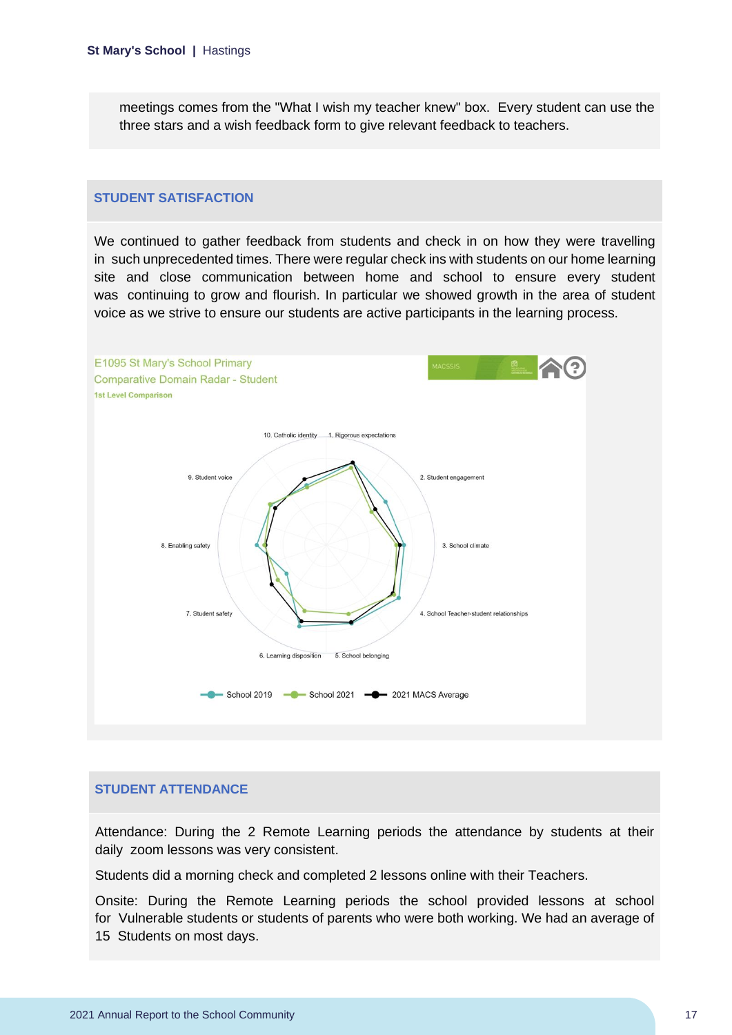meetings comes from the "What I wish my teacher knew" box. Every student can use the three stars and a wish feedback form to give relevant feedback to teachers.

## STUDENT SATISFACTION

We continued to gather feedback from students and check in on how they were travelling in such unprecedented times. There were regular check ins with students on our home learning site and close communication between home and school to ensure every student was continuing to grow and flourish. In particular we showed growth in the area of student voice as we strive to ensure our students are active participants in the learning process.

E1095 St Mary's School Primary
Comparative Domain Radar - Student
1st Level Comparison

MACSSIS

10. Catholic identity, 1. Rigorous expectations, 2. Student engagement, 3. School climate, 4. School Teacher-student relationships, 5. School belonging, 6. Learning disposition, 7. Student safety, 8. Enabling safety, 9. Student voice

School 2019 — School 2021 — 2021 MACS Average

## STUDENT ATTENDANCE

Attendance: During the 2 Remote Learning periods the attendance by students at their daily zoom lessons was very consistent.

Students did a morning check and completed 2 lessons online with their Teachers.

Onsite: During the Remote Learning periods the school provided lessons at school for Vulnerable students or students of parents who were both working. We had an average of 15 Students on most days.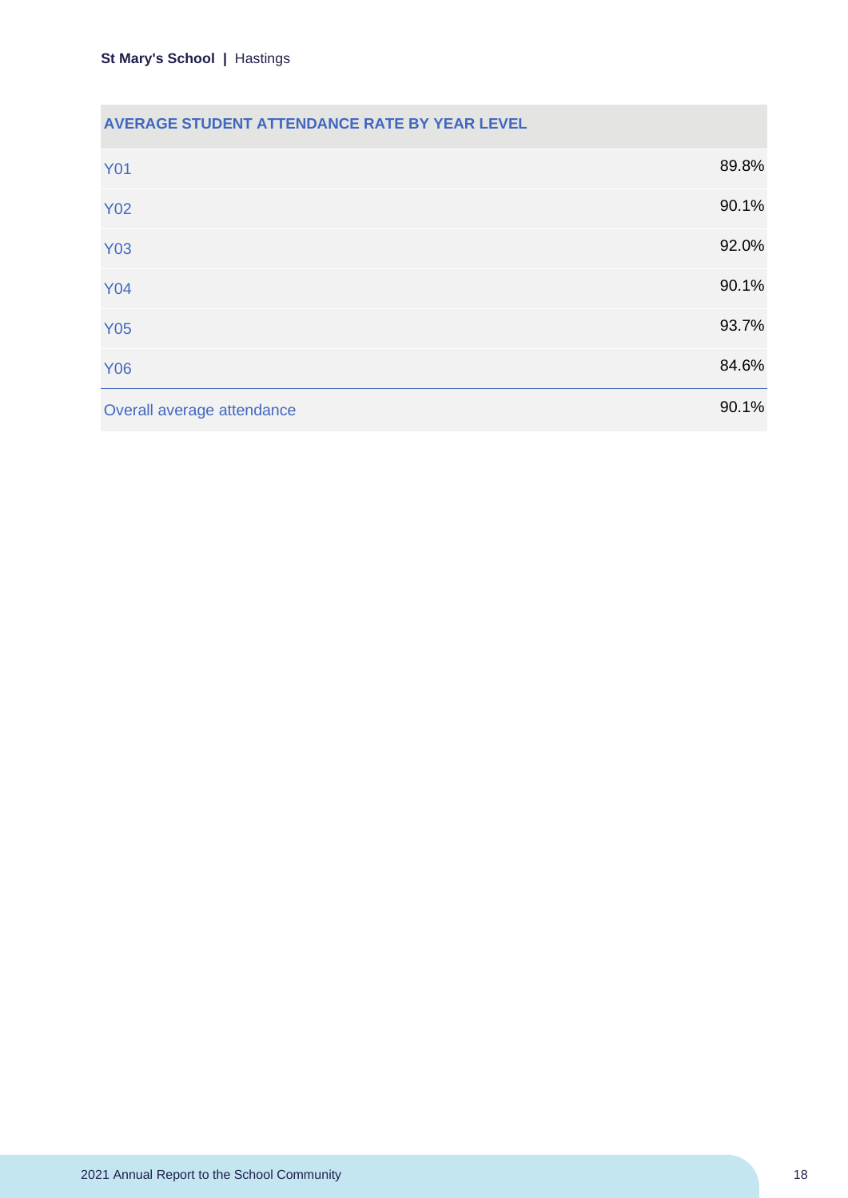| AVERAGE STUDENT ATTENDANCE RATE BY YEAR LEVEL | |
| --- | --- |
| Y01 | 89.8% |
| Y02 | 90.1% |
| Y03 | 92.0% |
| Y04 | 90.1% |
| Y05 | 93.7% |
| Y06 | 84.6% |
| Overall average attendance | 90.1% |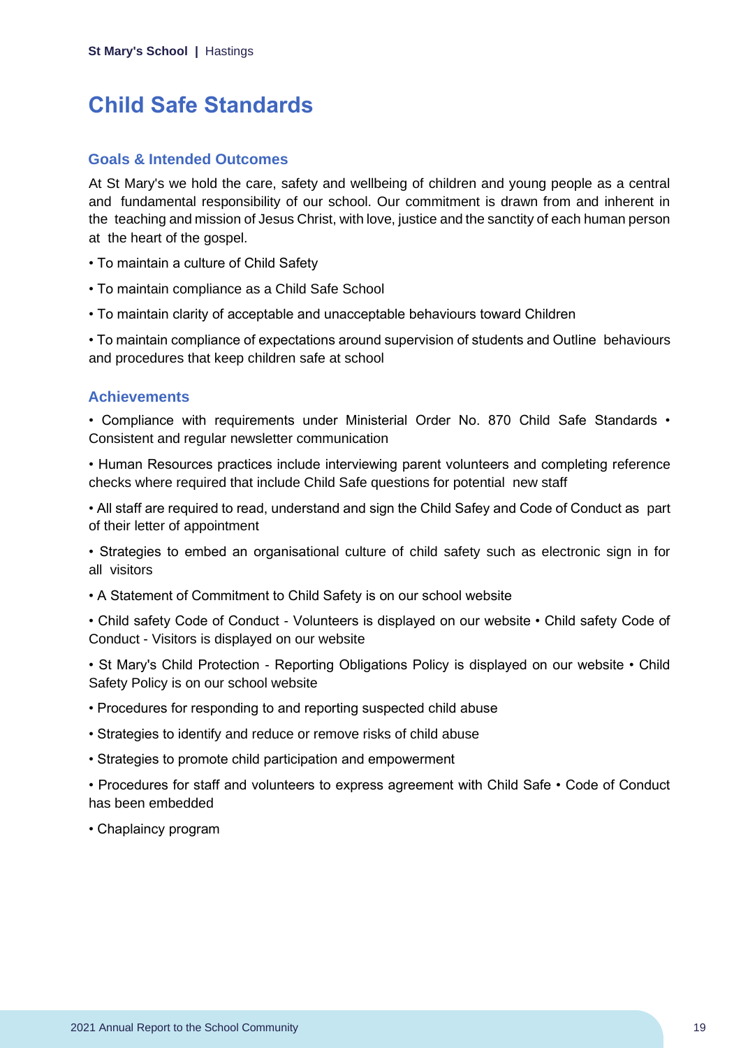# Child Safe Standards

## Goals & Intended Outcomes

At St Mary's we hold the care, safety and wellbeing of children and young people as a central and fundamental responsibility of our school. Our commitment is drawn from and inherent in the teaching and mission of Jesus Christ, with love, justice and the sanctity of each human person at the heart of the gospel.

• To maintain a culture of Child Safety

• To maintain compliance as a Child Safe School

• To maintain clarity of acceptable and unacceptable behaviours toward Children

• To maintain compliance of expectations around supervision of students and Outline behaviours and procedures that keep children safe at school

## Achievements

• Compliance with requirements under Ministerial Order No. 870 Child Safe Standards • Consistent and regular newsletter communication

• Human Resources practices include interviewing parent volunteers and completing reference checks where required that include Child Safe questions for potential new staff

• All staff are required to read, understand and sign the Child Safey and Code of Conduct as part of their letter of appointment

• Strategies to embed an organisational culture of child safety such as electronic sign in for all visitors

• A Statement of Commitment to Child Safety is on our school website

• Child safety Code of Conduct - Volunteers is displayed on our website • Child safety Code of Conduct - Visitors is displayed on our website

• St Mary's Child Protection - Reporting Obligations Policy is displayed on our website • Child Safety Policy is on our school website

• Procedures for responding to and reporting suspected child abuse

• Strategies to identify and reduce or remove risks of child abuse

• Strategies to promote child participation and empowerment

• Procedures for staff and volunteers to express agreement with Child Safe • Code of Conduct has been embedded

• Chaplaincy program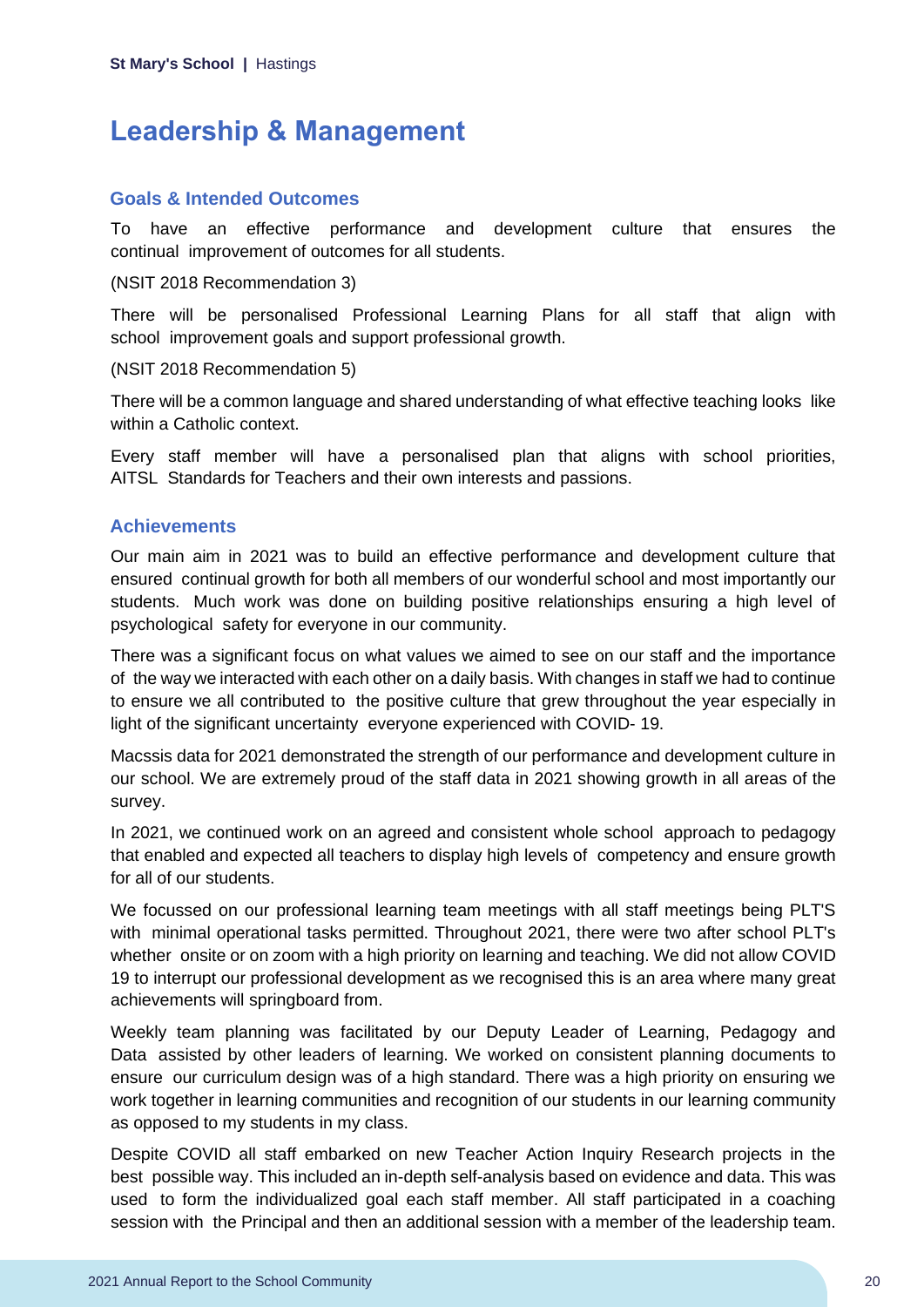## Leadership & Management

### Goals & Intended Outcomes

To have an effective performance and development culture that ensures the continual improvement of outcomes for all students.

(NSIT 2018 Recommendation 3)

There will be personalised Professional Learning Plans for all staff that align with school improvement goals and support professional growth.

(NSIT 2018 Recommendation 5)

There will be a common language and shared understanding of what effective teaching looks like within a Catholic context.

Every staff member will have a personalised plan that aligns with school priorities, AITSL Standards for Teachers and their own interests and passions.

### Achievements

Our main aim in 2021 was to build an effective performance and development culture that ensured continual growth for both all members of our wonderful school and most importantly our students. Much work was done on building positive relationships ensuring a high level of psychological safety for everyone in our community.

There was a significant focus on what values we aimed to see on our staff and the importance of the way we interacted with each other on a daily basis. With changes in staff we had to continue to ensure we all contributed to the positive culture that grew throughout the year especially in light of the significant uncertainty everyone experienced with COVID- 19.

Macssis data for 2021 demonstrated the strength of our performance and development culture in our school. We are extremely proud of the staff data in 2021 showing growth in all areas of the survey.

In 2021, we continued work on an agreed and consistent whole school approach to pedagogy that enabled and expected all teachers to display high levels of competency and ensure growth for all of our students.

We focussed on our professional learning team meetings with all staff meetings being PLT'S with minimal operational tasks permitted. Throughout 2021, there were two after school PLT's whether onsite or on zoom with a high priority on learning and teaching. We did not allow COVID 19 to interrupt our professional development as we recognised this is an area where many great achievements will springboard from.

Weekly team planning was facilitated by our Deputy Leader of Learning, Pedagogy and Data assisted by other leaders of learning. We worked on consistent planning documents to ensure our curriculum design was of a high standard. There was a high priority on ensuring we work together in learning communities and recognition of our students in our learning community as opposed to my students in my class.

Despite COVID all staff embarked on new Teacher Action Inquiry Research projects in the best possible way. This included an in-depth self-analysis based on evidence and data. This was used to form the individualized goal each staff member. All staff participated in a coaching session with the Principal and then an additional session with a member of the leadership team.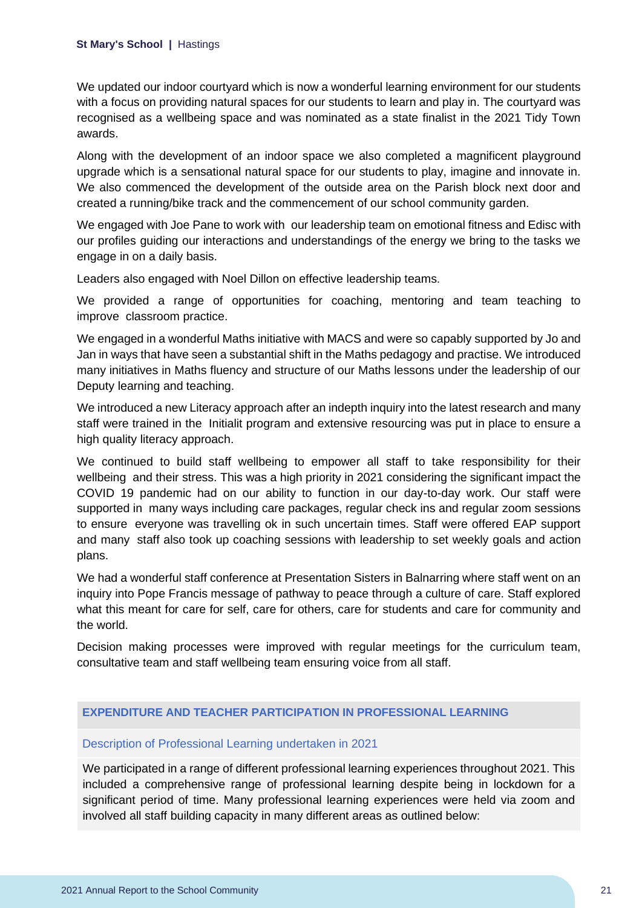We updated our indoor courtyard which is now a wonderful learning environment for our students with a focus on providing natural spaces for our students to learn and play in. The courtyard was recognised as a wellbeing space and was nominated as a state finalist in the 2021 Tidy Town awards.

Along with the development of an indoor space we also completed a magnificent playground upgrade which is a sensational natural space for our students to play, imagine and innovate in. We also commenced the development of the outside area on the Parish block next door and created a running/bike track and the commencement of our school community garden.

We engaged with Joe Pane to work with our leadership team on emotional fitness and Edisc with our profiles guiding our interactions and understandings of the energy we bring to the tasks we engage in on a daily basis.

Leaders also engaged with Noel Dillon on effective leadership teams.

We provided a range of opportunities for coaching, mentoring and team teaching to improve classroom practice.

We engaged in a wonderful Maths initiative with MACS and were so capably supported by Jo and Jan in ways that have seen a substantial shift in the Maths pedagogy and practise. We introduced many initiatives in Maths fluency and structure of our Maths lessons under the leadership of our Deputy learning and teaching.

We introduced a new Literacy approach after an indepth inquiry into the latest research and many staff were trained in the Initialit program and extensive resourcing was put in place to ensure a high quality literacy approach.

We continued to build staff wellbeing to empower all staff to take responsibility for their wellbeing and their stress. This was a high priority in 2021 considering the significant impact the COVID 19 pandemic had on our ability to function in our day-to-day work. Our staff were supported in many ways including care packages, regular check ins and regular zoom sessions to ensure everyone was travelling ok in such uncertain times. Staff were offered EAP support and many staff also took up coaching sessions with leadership to set weekly goals and action plans.

We had a wonderful staff conference at Presentation Sisters in Balnarring where staff went on an inquiry into Pope Francis message of pathway to peace through a culture of care. Staff explored what this meant for care for self, care for others, care for students and care for community and the world.

Decision making processes were improved with regular meetings for the curriculum team, consultative team and staff wellbeing team ensuring voice from all staff.

## EXPENDITURE AND TEACHER PARTICIPATION IN PROFESSIONAL LEARNING

### Description of Professional Learning undertaken in 2021

We participated in a range of different professional learning experiences throughout 2021. This included a comprehensive range of professional learning despite being in lockdown for a significant period of time. Many professional learning experiences were held via zoom and involved all staff building capacity in many different areas as outlined below: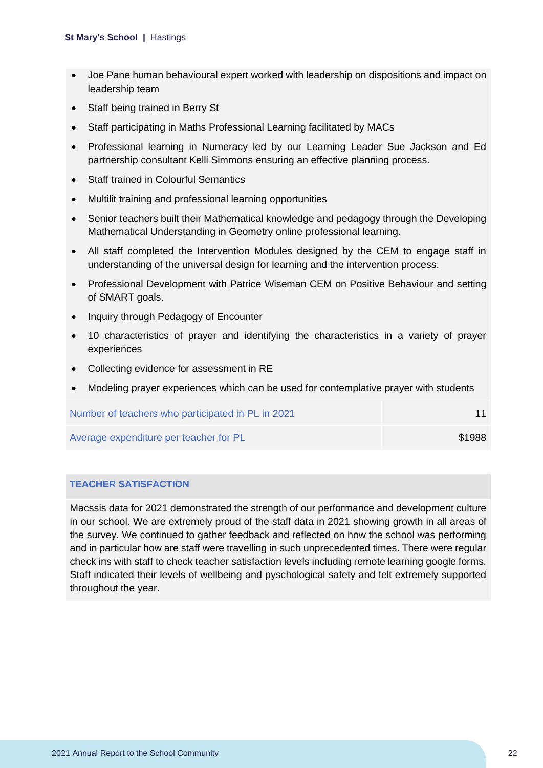- Joe Pane human behavioural expert worked with leadership on dispositions and impact on leadership team
- Staff being trained in Berry St
- Staff participating in Maths Professional Learning facilitated by MACs
- Professional learning in Numeracy led by our Learning Leader Sue Jackson and Ed partnership consultant Kelli Simmons ensuring an effective planning process.
- Staff trained in Colourful Semantics
- Multilit training and professional learning opportunities
- Senior teachers built their Mathematical knowledge and pedagogy through the Developing Mathematical Understanding in Geometry online professional learning.
- All staff completed the Intervention Modules designed by the CEM to engage staff in understanding of the universal design for learning and the intervention process.
- Professional Development with Patrice Wiseman CEM on Positive Behaviour and setting of SMART goals.
- Inquiry through Pedagogy of Encounter
- 10 characteristics of prayer and identifying the characteristics in a variety of prayer experiences
- Collecting evidence for assessment in RE
- Modeling prayer experiences which can be used for contemplative prayer with students

| | |
|---|---|
| Number of teachers who participated in PL in 2021 | 11 |
| Average expenditure per teacher for PL | $1988 |

## TEACHER SATISFACTION

Macssis data for 2021 demonstrated the strength of our performance and development culture in our school. We are extremely proud of the staff data in 2021 showing growth in all areas of the survey. We continued to gather feedback and reflected on how the school was performing and in particular how are staff were travelling in such unprecedented times. There were regular check ins with staff to check teacher satisfaction levels including remote learning google forms. Staff indicated their levels of wellbeing and pyschological safety and felt extremely supported throughout the year.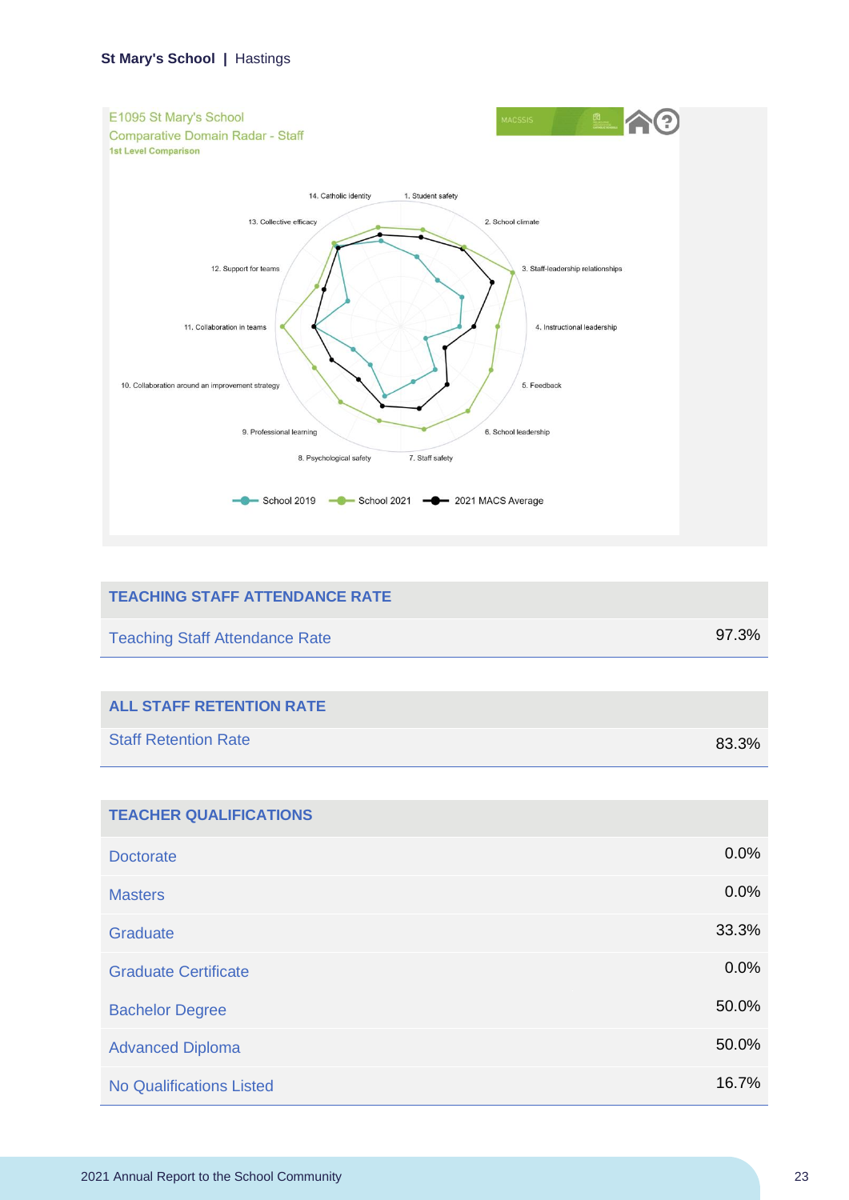E1095 St Mary's School
Comparative Domain Radar - Staff
1st Level Comparison

1. Student safety
2. School climate
3. Staff-leadership relationships
4. Instructional leadership
5. Feedback
6. School leadership
7. Staff safety
8. Psychological safety
9. Professional learning
10. Collaboration around an improvement strategy
11. Collaboration in teams
12. Support for teams
13. Collective efficacy
14. Catholic identity

School 2019 — School 2021 — 2021 MACS Average

| TEACHING STAFF ATTENDANCE RATE | |
|---|---|
| Teaching Staff Attendance Rate | 97.3% |

| ALL STAFF RETENTION RATE | |
|---|---|
| Staff Retention Rate | 83.3% |

| TEACHER QUALIFICATIONS | |
|---|---|
| Doctorate | 0.0% |
| Masters | 0.0% |
| Graduate | 33.3% |
| Graduate Certificate | 0.0% |
| Bachelor Degree | 50.0% |
| Advanced Diploma | 50.0% |
| No Qualifications Listed | 16.7% |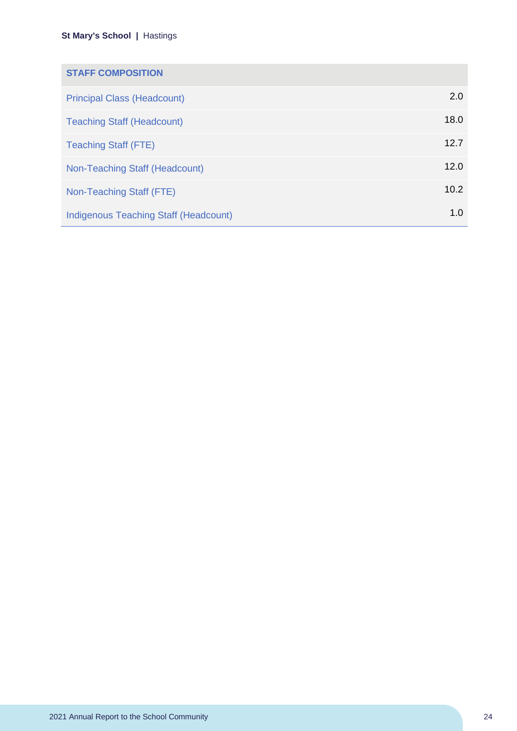| STAFF COMPOSITION | |
|---|---|
| Principal Class (Headcount) | 2.0 |
| Teaching Staff (Headcount) | 18.0 |
| Teaching Staff (FTE) | 12.7 |
| Non-Teaching Staff (Headcount) | 12.0 |
| Non-Teaching Staff (FTE) | 10.2 |
| Indigenous Teaching Staff (Headcount) | 1.0 |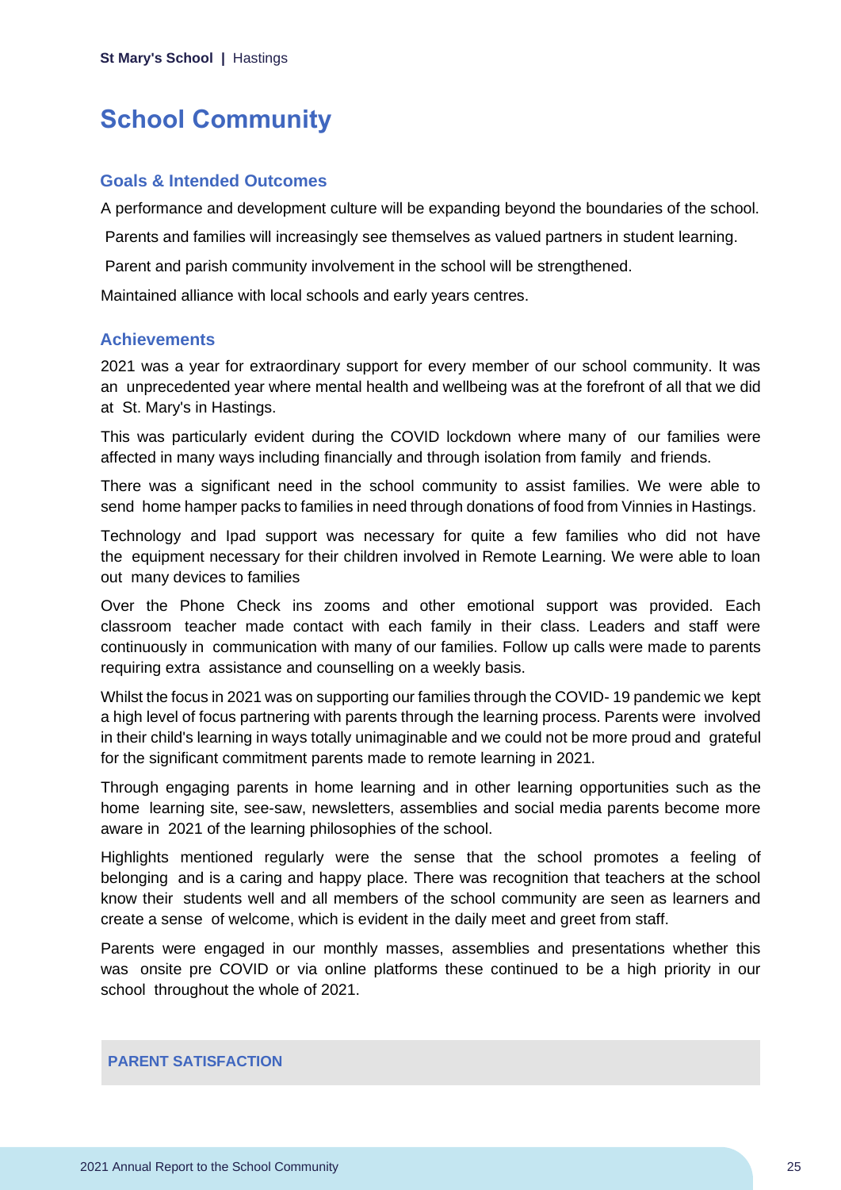## School Community

### Goals & Intended Outcomes

A performance and development culture will be expanding beyond the boundaries of the school.

Parents and families will increasingly see themselves as valued partners in student learning.

Parent and parish community involvement in the school will be strengthened.

Maintained alliance with local schools and early years centres.

### Achievements

2021 was a year for extraordinary support for every member of our school community. It was an unprecedented year where mental health and wellbeing was at the forefront of all that we did at St. Mary's in Hastings.

This was particularly evident during the COVID lockdown where many of our families were affected in many ways including financially and through isolation from family and friends.

There was a significant need in the school community to assist families. We were able to send home hamper packs to families in need through donations of food from Vinnies in Hastings.

Technology and Ipad support was necessary for quite a few families who did not have the equipment necessary for their children involved in Remote Learning. We were able to loan out many devices to families

Over the Phone Check ins zooms and other emotional support was provided. Each classroom teacher made contact with each family in their class. Leaders and staff were continuously in communication with many of our families. Follow up calls were made to parents requiring extra assistance and counselling on a weekly basis.

Whilst the focus in 2021 was on supporting our families through the COVID- 19 pandemic we kept a high level of focus partnering with parents through the learning process. Parents were involved in their child's learning in ways totally unimaginable and we could not be more proud and grateful for the significant commitment parents made to remote learning in 2021.

Through engaging parents in home learning and in other learning opportunities such as the home learning site, see-saw, newsletters, assemblies and social media parents become more aware in 2021 of the learning philosophies of the school.

Highlights mentioned regularly were the sense that the school promotes a feeling of belonging and is a caring and happy place. There was recognition that teachers at the school know their students well and all members of the school community are seen as learners and create a sense of welcome, which is evident in the daily meet and greet from staff.

Parents were engaged in our monthly masses, assemblies and presentations whether this was onsite pre COVID or via online platforms these continued to be a high priority in our school throughout the whole of 2021.

#### PARENT SATISFACTION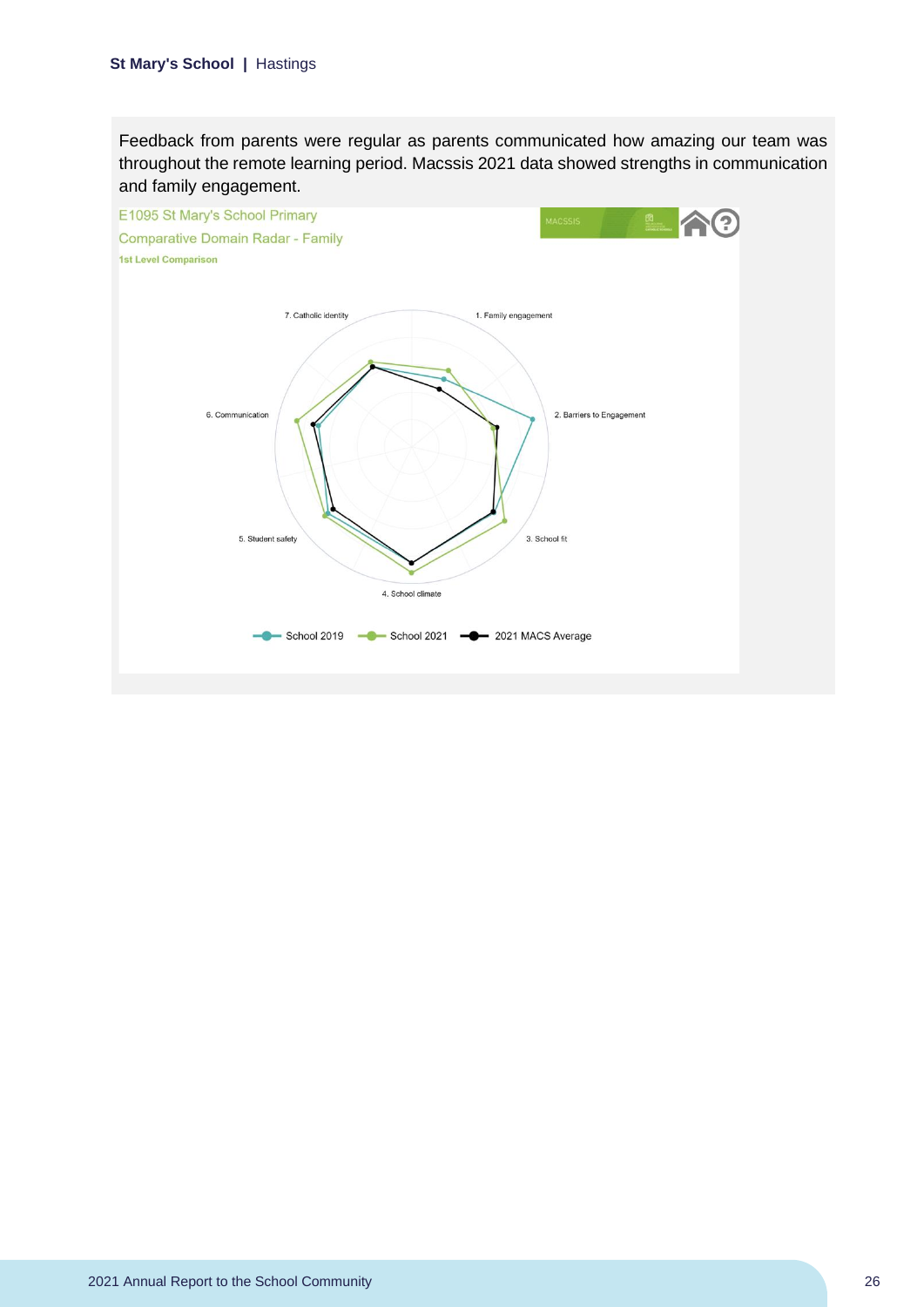Feedback from parents were regular as parents communicated how amazing our team was throughout the remote learning period. Macssis 2021 data showed strengths in communication and family engagement.

E1095 St Mary's School Primary

Comparative Domain Radar - Family

1st Level Comparison

MACSSIS

7. Catholic identity

1. Family engagement

6. Communication

2. Barriers to Engagement

5. Student safety

3. School fit

4. School climate

School 2019 | School 2021 | 2021 MACS Average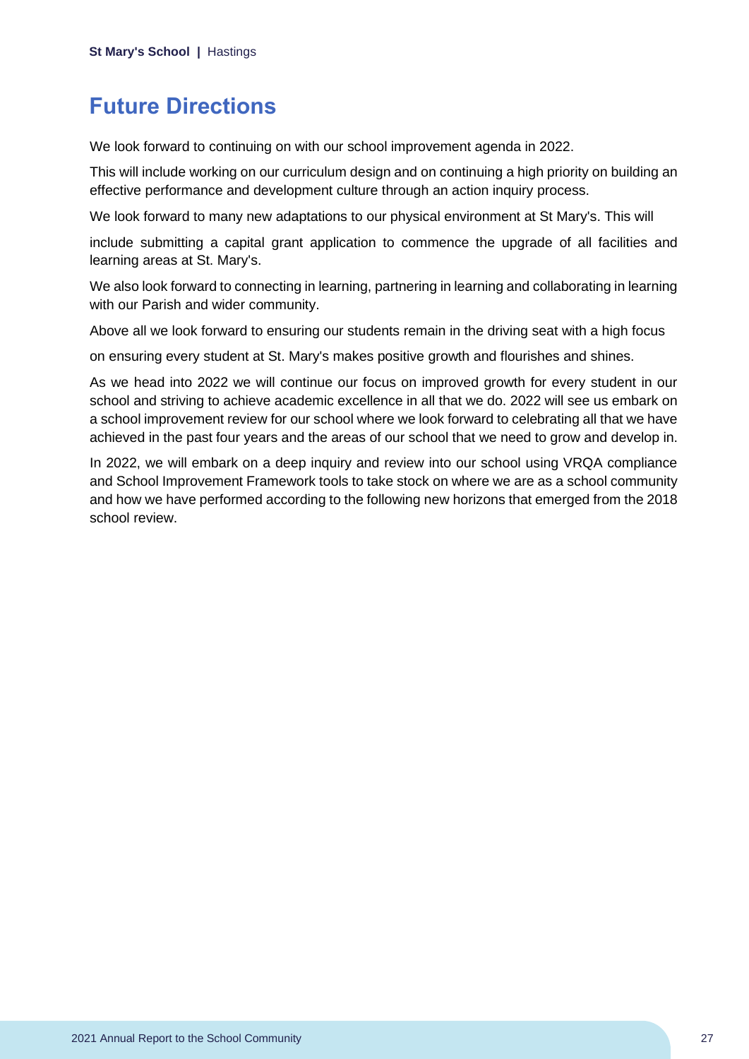## Future Directions

We look forward to continuing on with our school improvement agenda in 2022.

This will include working on our curriculum design and on continuing a high priority on building an effective performance and development culture through an action inquiry process.

We look forward to many new adaptations to our physical environment at St Mary's. This will

include submitting a capital grant application to commence the upgrade of all facilities and learning areas at St. Mary's.

We also look forward to connecting in learning, partnering in learning and collaborating in learning with our Parish and wider community.

Above all we look forward to ensuring our students remain in the driving seat with a high focus

on ensuring every student at St. Mary's makes positive growth and flourishes and shines.

As we head into 2022 we will continue our focus on improved growth for every student in our school and striving to achieve academic excellence in all that we do. 2022 will see us embark on a school improvement review for our school where we look forward to celebrating all that we have achieved in the past four years and the areas of our school that we need to grow and develop in.

In 2022, we will embark on a deep inquiry and review into our school using VRQA compliance and School Improvement Framework tools to take stock on where we are as a school community and how we have performed according to the following new horizons that emerged from the 2018 school review.